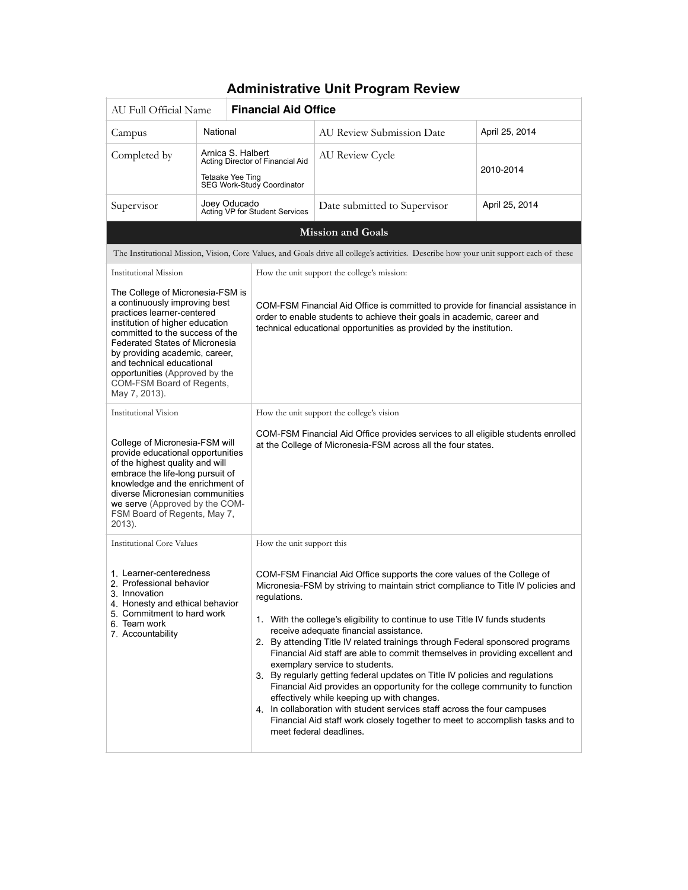# Administrative Unit Program Review

| AU Full Official Name | **Financial Aid Office** | | |
|---|---|---|---|
| Campus | National | AU Review Submission Date | April 25, 2014 |
| Completed by | Arnica S. Halbert<br>Acting Director of Financial Aid<br><br>Tetaake Yee Ting<br>SEG Work-Study Coordinator | AU Review Cycle | 2010-2014 |
| Supervisor | Joey Oducado<br>Acting VP for Student Services | Date submitted to Supervisor | April 25, 2014 |

## Mission and Goals

The Institutional Mission, Vision, Core Values, and Goals drive all college's activities. Describe how your unit support each of these

| Institutional Mission | How the unit support the college's mission: |
|---|---|
| The College of Micronesia-FSM is a continuously improving best practices learner-centered institution of higher education committed to the success of the Federated States of Micronesia by providing academic, career, and technical educational opportunities (Approved by the COM-FSM Board of Regents, May 7, 2013). | COM-FSM Financial Aid Office is committed to provide for financial assistance in order to enable students to achieve their goals in academic, career and technical educational opportunities as provided by the institution. |

| Institutional Vision | How the unit support the college's vision |
|---|---|
| College of Micronesia-FSM will provide educational opportunities of the highest quality and will embrace the life-long pursuit of knowledge and the enrichment of diverse Micronesian communities we serve (Approved by the COM-FSM Board of Regents, May 7, 2013). | COM-FSM Financial Aid Office provides services to all eligible students enrolled at the College of Micronesia-FSM across all the four states. |

| Institutional Core Values | How the unit support this |
|---|---|
| 1. Learner-centeredness<br>2. Professional behavior<br>3. Innovation<br>4. Honesty and ethical behavior<br>5. Commitment to hard work<br>6. Team work<br>7. Accountability | COM-FSM Financial Aid Office supports the core values of the College of Micronesia-FSM by striving to maintain strict compliance to Title IV policies and regulations.<br><br>1. With the college's eligibility to continue to use Title IV funds students receive adequate financial assistance.<br>2. By attending Title IV related trainings through Federal sponsored programs Financial Aid staff are able to commit themselves in providing excellent and exemplary service to students.<br>3. By regularly getting federal updates on Title IV policies and regulations Financial Aid provides an opportunity for the college community to function effectively while keeping up with changes.<br>4. In collaboration with student services staff across the four campuses Financial Aid staff work closely together to meet to accomplish tasks and to meet federal deadlines. |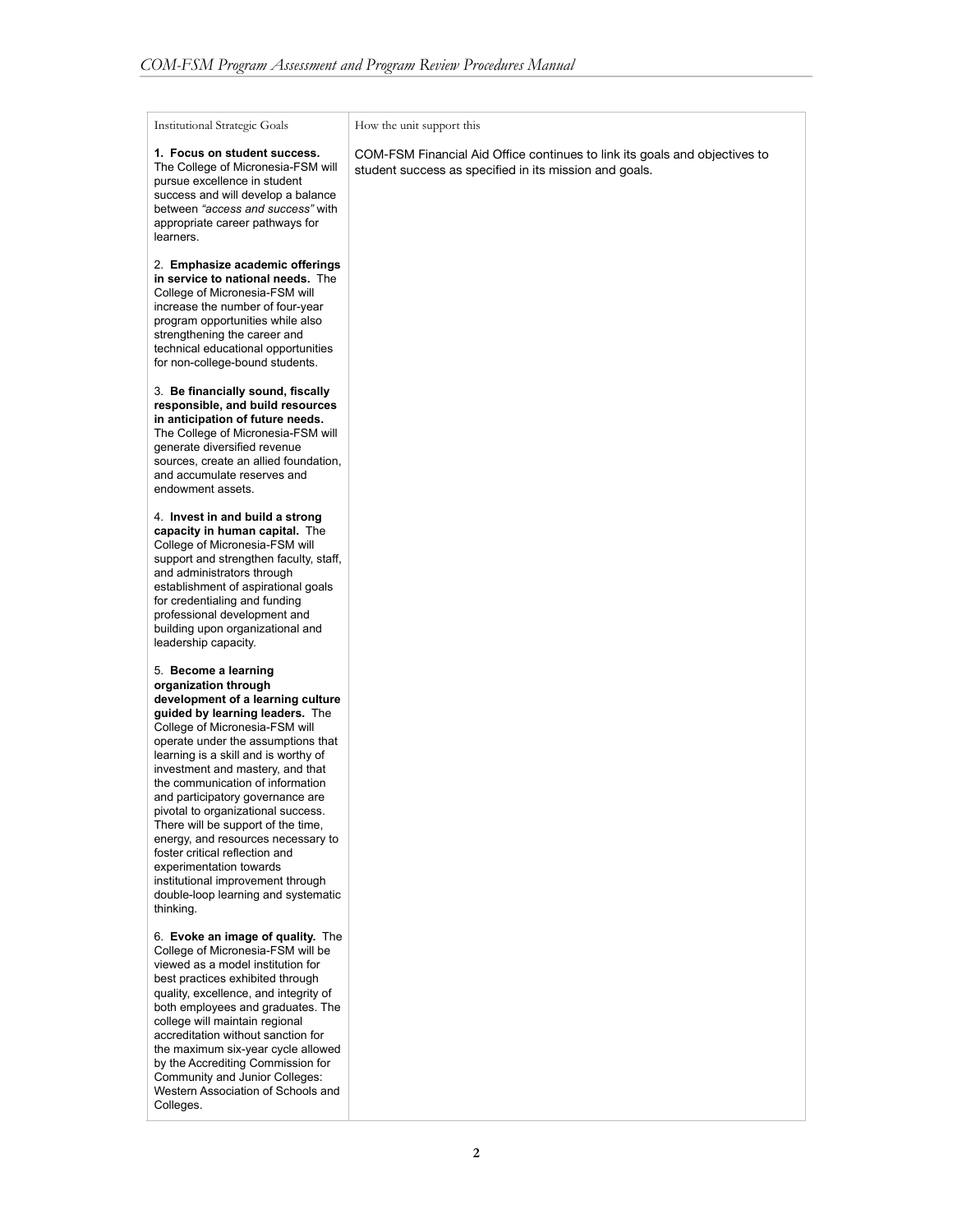| Institutional Strategic Goals | How the unit support this |
|---|---|
| **1. Focus on student success.** The College of Micronesia-FSM will pursue excellence in student success and will develop a balance between *"access and success"* with appropriate career pathways for learners.<br><br>2. **Emphasize academic offerings in service to national needs.** The College of Micronesia-FSM will increase the number of four-year program opportunities while also strengthening the career and technical educational opportunities for non-college-bound students.<br><br>3. **Be financially sound, fiscally responsible, and build resources in anticipation of future needs.** The College of Micronesia-FSM will generate diversified revenue sources, create an allied foundation, and accumulate reserves and endowment assets.<br><br>4. **Invest in and build a strong capacity in human capital.** The College of Micronesia-FSM will support and strengthen faculty, staff, and administrators through establishment of aspirational goals for credentialing and funding professional development and building upon organizational and leadership capacity.<br><br>5. **Become a learning organization through development of a learning culture guided by learning leaders.** The College of Micronesia-FSM will operate under the assumptions that learning is a skill and is worthy of investment and mastery, and that the communication of information and participatory governance are pivotal to organizational success. There will be support of the time, energy, and resources necessary to foster critical reflection and experimentation towards institutional improvement through double-loop learning and systematic thinking.<br><br>6. **Evoke an image of quality.** The College of Micronesia-FSM will be viewed as a model institution for best practices exhibited through quality, excellence, and integrity of both employees and graduates. The college will maintain regional accreditation without sanction for the maximum six-year cycle allowed by the Accrediting Commission for Community and Junior Colleges: Western Association of Schools and Colleges. | COM-FSM Financial Aid Office continues to link its goals and objectives to student success as specified in its mission and goals. |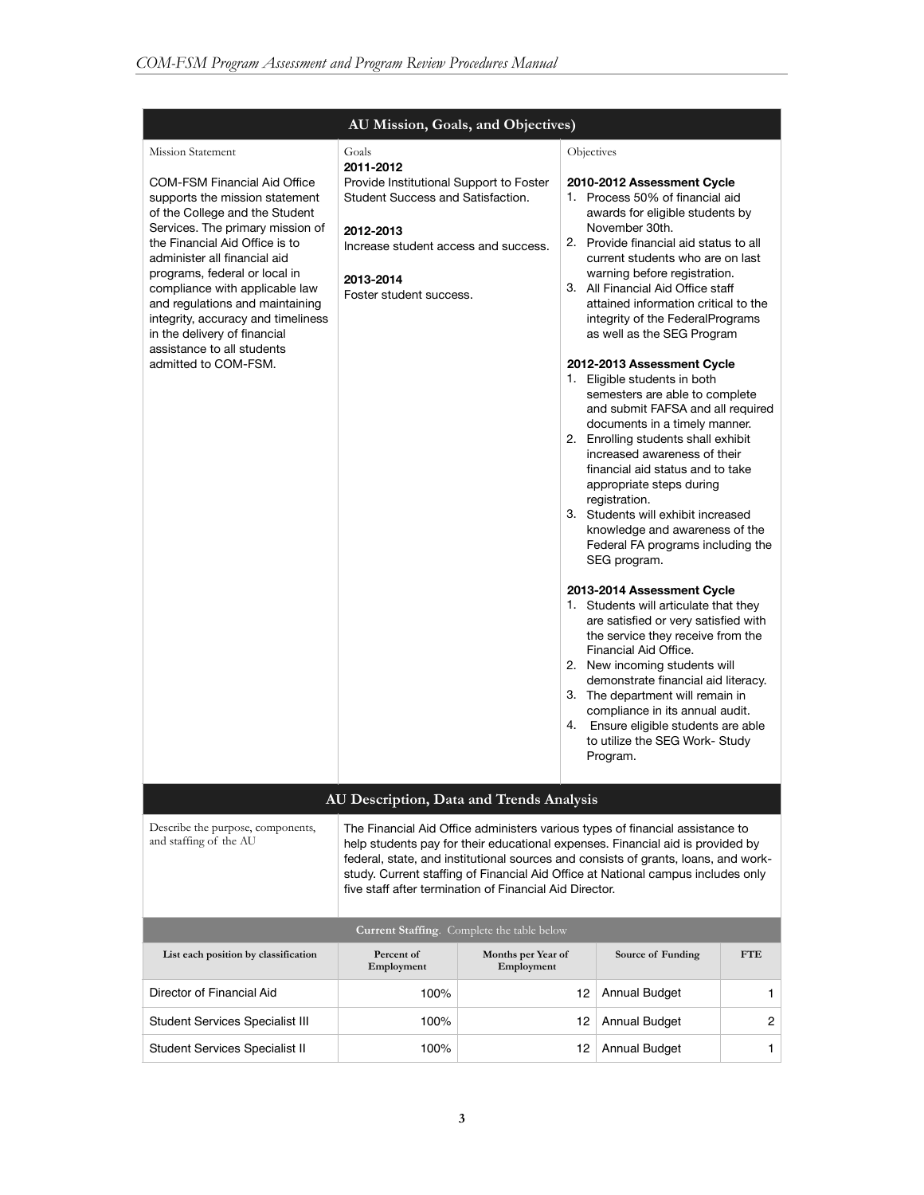## AU Mission, Goals, and Objectives)

| Mission Statement | Goals | Objectives |
|---|---|---|
| COM-FSM Financial Aid Office supports the mission statement of the College and the Student Services. The primary mission of the Financial Aid Office is to administer all financial aid programs, federal or local in compliance with applicable law and regulations and maintaining integrity, accuracy and timeliness in the delivery of financial assistance to all students admitted to COM-FSM. | **2011-2012**<br>Provide Institutional Support to Foster Student Success and Satisfaction.<br><br>**2012-2013**<br>Increase student access and success.<br><br>**2013-2014**<br>Foster student success. | **2010-2012 Assessment Cycle**<br>1. Process 50% of financial aid awards for eligible students by November 30th.<br>2. Provide financial aid status to all current students who are on last warning before registration.<br>3. All Financial Aid Office staff attained information critical to the integrity of the FederalPrograms as well as the SEG Program<br><br>**2012-2013 Assessment Cycle**<br>1. Eligible students in both semesters are able to complete and submit FAFSA and all required documents in a timely manner.<br>2. Enrolling students shall exhibit increased awareness of their financial aid status and to take appropriate steps during registration.<br>3. Students will exhibit increased knowledge and awareness of the Federal FA programs including the SEG program.<br><br>**2013-2014 Assessment Cycle**<br>1. Students will articulate that they are satisfied or very satisfied with the service they receive from the Financial Aid Office.<br>2. New incoming students will demonstrate financial aid literacy.<br>3. The department will remain in compliance in its annual audit.<br>4. Ensure eligible students are able to utilize the SEG Work- Study Program. |

## AU Description, Data and Trends Analysis

| Describe the purpose, components, and staffing of the AU | The Financial Aid Office administers various types of financial assistance to help students pay for their educational expenses. Financial aid is provided by federal, state, and institutional sources and consists of grants, loans, and work-study. Current staffing of Financial Aid Office at National campus includes only five staff after termination of Financial Aid Director. |
|---|---|

**Current Staffing**. Complete the table below

| List each position by classification | Percent of Employment | Months per Year of Employment | Source of Funding | FTE |
|---|---|---|---|---|
| Director of Financial Aid | 100% | 12 | Annual Budget | 1 |
| Student Services Specialist III | 100% | 12 | Annual Budget | 2 |
| Student Services Specialist II | 100% | 12 | Annual Budget | 1 |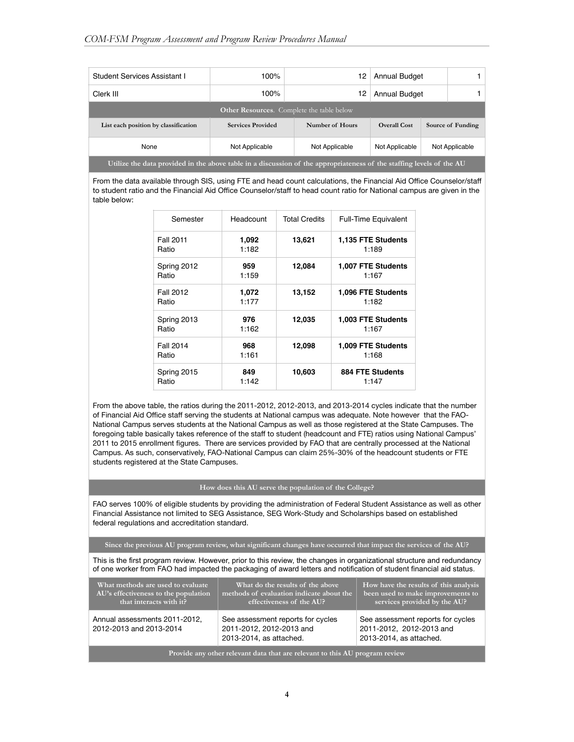| Student Services Assistant I | 100% | 12 | Annual Budget | 1 |
|---|---|---|---|---|
| Clerk III | 100% | 12 | Annual Budget | 1 |

**Other Resources**. Complete the table below

| List each position by classification | Services Provided | Number of Hours | Overall Cost | Source of Funding |
|---|---|---|---|---|
| None | Not Applicable | Not Applicable | Not Applicable | Not Applicable |

**Utilize the data provided in the above table in a discussion of the appropriateness of the staffing levels of the AU**

From the data available through SIS, using FTE and head count calculations, the Financial Aid Office Counselor/staff to student ratio and the Financial Aid Office Counselor/staff to head count ratio for National campus are given in the table below:

| Semester | Headcount | Total Credits | Full-Time Equivalent |
|---|---|---|---|
| Fall 2011<br>Ratio | **1,092**<br>1:182 | **13,621** | **1,135 FTE Students**<br>1:189 |
| Spring 2012<br>Ratio | **959**<br>1:159 | **12,084** | **1,007 FTE Students**<br>1:167 |
| Fall 2012<br>Ratio | **1,072**<br>1:177 | **13,152** | **1,096 FTE Students**<br>1:182 |
| Spring 2013<br>Ratio | **976**<br>1:162 | **12,035** | **1,003 FTE Students**<br>1:167 |
| Fall 2014<br>Ratio | **968**<br>1:161 | **12,098** | **1,009 FTE Students**<br>1:168 |
| Spring 2015<br>Ratio | **849**<br>1:142 | **10,603** | **884 FTE Students**<br>1:147 |

From the above table, the ratios during the 2011-2012, 2012-2013, and 2013-2014 cycles indicate that the number of Financial Aid Office staff serving the students at National campus was adequate. Note however that the FAO-National Campus serves students at the National Campus as well as those registered at the State Campuses. The foregoing table basically takes reference of the staff to student (headcount and FTE) ratios using National Campus' 2011 to 2015 enrollment figures. There are services provided by FAO that are centrally processed at the National Campus. As such, conservatively, FAO-National Campus can claim 25%-30% of the headcount students or FTE students registered at the State Campuses.

**How does this AU serve the population of the College?**

FAO serves 100% of eligible students by providing the administration of Federal Student Assistance as well as other Financial Assistance not limited to SEG Assistance, SEG Work-Study and Scholarships based on established federal regulations and accreditation standard.

**Since the previous AU program review, what significant changes have occurred that impact the services of the AU?**

This is the first program review. However, prior to this review, the changes in organizational structure and redundancy of one worker from FAO had impacted the packaging of award letters and notification of student financial aid status.

| What methods are used to evaluate AU's effectiveness to the population that interacts with it? | What do the results of the above methods of evaluation indicate about the effectiveness of the AU? | How have the results of this analysis been used to make improvements to services provided by the AU? |
|---|---|---|
| Annual assessments 2011-2012, 2012-2013 and 2013-2014 | See assessment reports for cycles 2011-2012, 2012-2013 and 2013-2014, as attached. | See assessment reports for cycles 2011-2012, 2012-2013 and 2013-2014, as attached. |

**Provide any other relevant data that are relevant to this AU program review**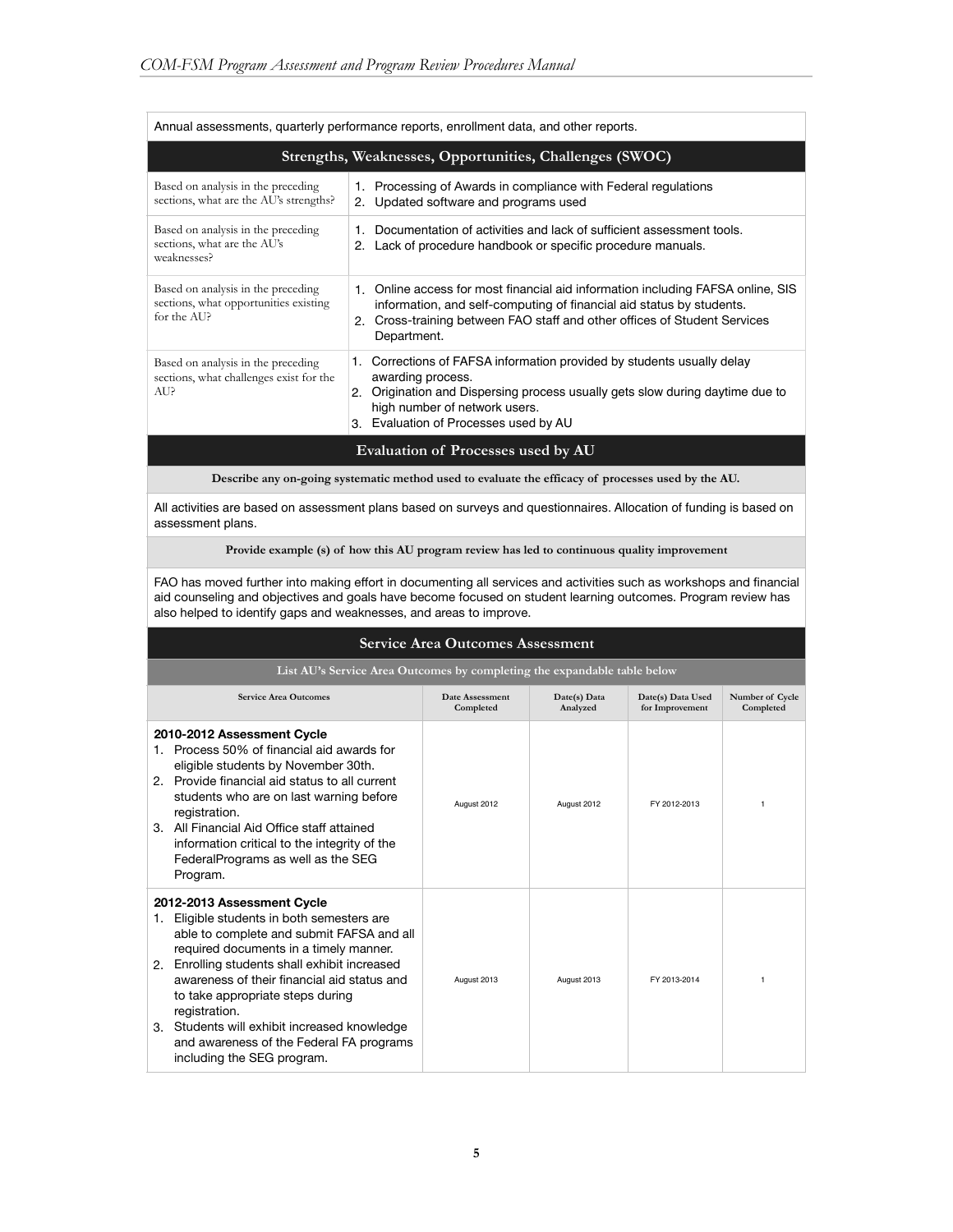Annual assessments, quarterly performance reports, enrollment data, and other reports.

## Strengths, Weaknesses, Opportunities, Challenges (SWOC)

| | |
|---|---|
| Based on analysis in the preceding sections, what are the AU's strengths? | 1. Processing of Awards in compliance with Federal regulations<br>2. Updated software and programs used |
| Based on analysis in the preceding sections, what are the AU's weaknesses? | 1. Documentation of activities and lack of sufficient assessment tools.<br>2. Lack of procedure handbook or specific procedure manuals. |
| Based on analysis in the preceding sections, what opportunities existing for the AU? | 1. Online access for most financial aid information including FAFSA online, SIS information, and self-computing of financial aid status by students.<br>2. Cross-training between FAO staff and other offices of Student Services Department. |
| Based on analysis in the preceding sections, what challenges exist for the AU? | 1. Corrections of FAFSA information provided by students usually delay awarding process.<br>2. Origination and Dispersing process usually gets slow during daytime due to high number of network users.<br>3. Evaluation of Processes used by AU |

## Evaluation of Processes used by AU

**Describe any on-going systematic method used to evaluate the efficacy of processes used by the AU.**

All activities are based on assessment plans based on surveys and questionnaires. Allocation of funding is based on assessment plans.

**Provide example (s) of how this AU program review has led to continuous quality improvement**

FAO has moved further into making effort in documenting all services and activities such as workshops and financial aid counseling and objectives and goals have become focused on student learning outcomes. Program review has also helped to identify gaps and weaknesses, and areas to improve.

## Service Area Outcomes Assessment

**List AU's Service Area Outcomes by completing the expandable table below**

| Service Area Outcomes | Date Assessment Completed | Date(s) Data Analyzed | Date(s) Data Used for Improvement | Number of Cycle Completed |
|---|---|---|---|---|
| **2010-2012 Assessment Cycle**<br>1. Process 50% of financial aid awards for eligible students by November 30th.<br>2. Provide financial aid status to all current students who are on last warning before registration.<br>3. All Financial Aid Office staff attained information critical to the integrity of the FederalPrograms as well as the SEG Program. | August 2012 | August 2012 | FY 2012-2013 | 1 |
| **2012-2013 Assessment Cycle**<br>1. Eligible students in both semesters are able to complete and submit FAFSA and all required documents in a timely manner.<br>2. Enrolling students shall exhibit increased awareness of their financial aid status and to take appropriate steps during registration.<br>3. Students will exhibit increased knowledge and awareness of the Federal FA programs including the SEG program. | August 2013 | August 2013 | FY 2013-2014 | 1 |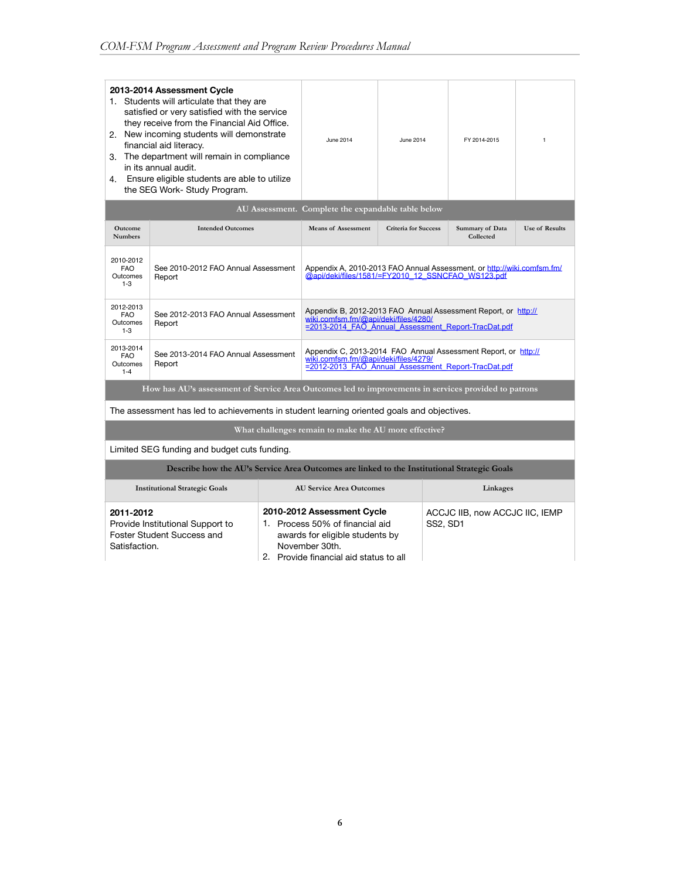| 2013-2014 Assessment Cycle<br>1. Students will articulate that they are satisfied or very satisfied with the service they receive from the Financial Aid Office.<br>2. New incoming students will demonstrate financial aid literacy.<br>3. The department will remain in compliance in its annual audit.<br>4. Ensure eligible students are able to utilize the SEG Work- Study Program. | June 2014 | June 2014 | FY 2014-2015 | 1 |
|---|---|---|---|---|

**AU Assessment. Complete the expandable table below**

| Outcome Numbers | Intended Outcomes | Means of Assessment | Criteria for Success | Summary of Data Collected | Use of Results |
|---|---|---|---|---|---|
| 2010-2012 FAO Outcomes 1-3 | See 2010-2012 FAO Annual Assessment Report | Appendix A, 2010-2013 FAO Annual Assessment, or http://wiki.comfsm.fm/@api/deki/files/1581/=FY2010_12_SSNCFAO_WS123.pdf | | | |
| 2012-2013 FAO Outcomes 1-3 | See 2012-2013 FAO Annual Assessment Report | Appendix B, 2012-2013 FAO Annual Assessment Report, or http://wiki.comfsm.fm/@api/deki/files/4280/=2013-2014_FAO_Annual_Assessment_Report-TracDat.pdf | | | |
| 2013-2014 FAO Outcomes 1-4 | See 2013-2014 FAO Annual Assessment Report | Appendix C, 2013-2014 FAO Annual Assessment Report, or http://wiki.comfsm.fm/@api/deki/files/4279/=2012-2013_FAO_Annual_Assessment_Report-TracDat.pdf | | | |

**How has AU's assessment of Service Area Outcomes led to improvements in services provided to patrons**

The assessment has led to achievements in student learning oriented goals and objectives.

**What challenges remain to make the AU more effective?**

Limited SEG funding and budget cuts funding.

**Describe how the AU's Service Area Outcomes are linked to the Institutional Strategic Goals**

| Institutional Strategic Goals | AU Service Area Outcomes | Linkages |
|---|---|---|
| **2011-2012**<br>Provide Institutional Support to Foster Student Success and Satisfaction. | **2010-2012 Assessment Cycle**<br>1. Process 50% of financial aid awards for eligible students by November 30th.<br>2. Provide financial aid status to all | ACCJC IIB, now ACCJC IIC, IEMP SS2, SD1 |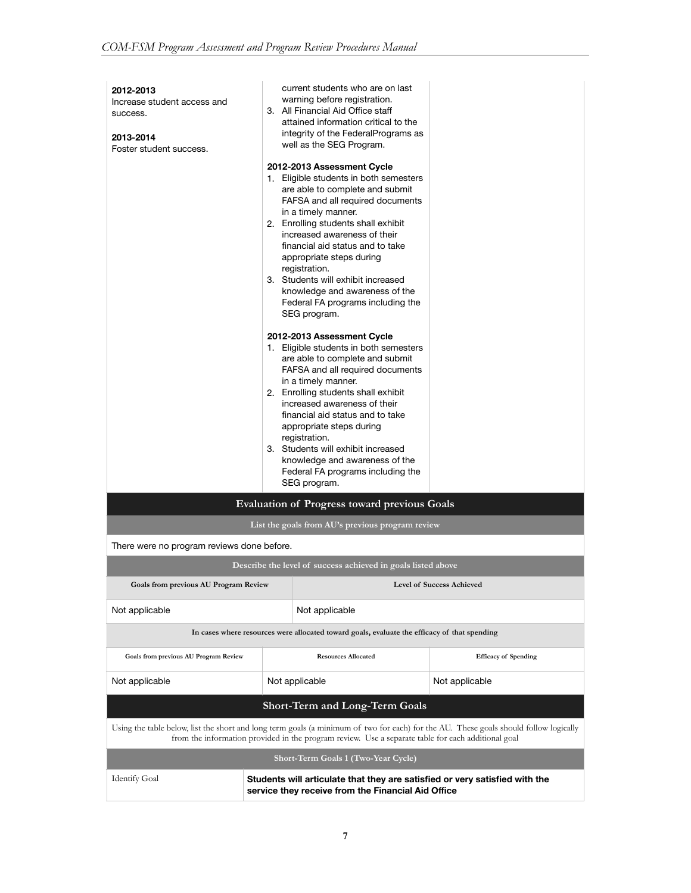| | | |
|---|---|---|
| **2012-2013**<br>Increase student access and success.<br><br>**2013-2014**<br>Foster student success. | current students who are on last warning before registration.<br>3. All Financial Aid Office staff attained information critical to the integrity of the FederalPrograms as well as the SEG Program.<br><br>**2012-2013 Assessment Cycle**<br>1. Eligible students in both semesters are able to complete and submit FAFSA and all required documents in a timely manner.<br>2. Enrolling students shall exhibit increased awareness of their financial aid status and to take appropriate steps during registration.<br>3. Students will exhibit increased knowledge and awareness of the Federal FA programs including the SEG program.<br><br>**2012-2013 Assessment Cycle**<br>1. Eligible students in both semesters are able to complete and submit FAFSA and all required documents in a timely manner.<br>2. Enrolling students shall exhibit increased awareness of their financial aid status and to take appropriate steps during registration.<br>3. Students will exhibit increased knowledge and awareness of the Federal FA programs including the SEG program. | |

## Evaluation of Progress toward previous Goals

**List the goals from AU's previous program review**

There were no program reviews done before.

**Describe the level of success achieved in goals listed above**

| Goals from previous AU Program Review | Level of Success Achieved |
|---|---|
| Not applicable | Not applicable |

**In cases where resources were allocated toward goals, evaluate the efficacy of that spending**

| Goals from previous AU Program Review | Resources Allocated | Efficacy of Spending |
|---|---|---|
| Not applicable | Not applicable | Not applicable |

## Short-Term and Long-Term Goals

Using the table below, list the short and long term goals (a minimum of two for each) for the AU. These goals should follow logically from the information provided in the program review. Use a separate table for each additional goal

**Short-Term Goals 1 (Two-Year Cycle)**

| | |
|---|---|
| Identify Goal | **Students will articulate that they are satisfied or very satisfied with the service they receive from the Financial Aid Office** |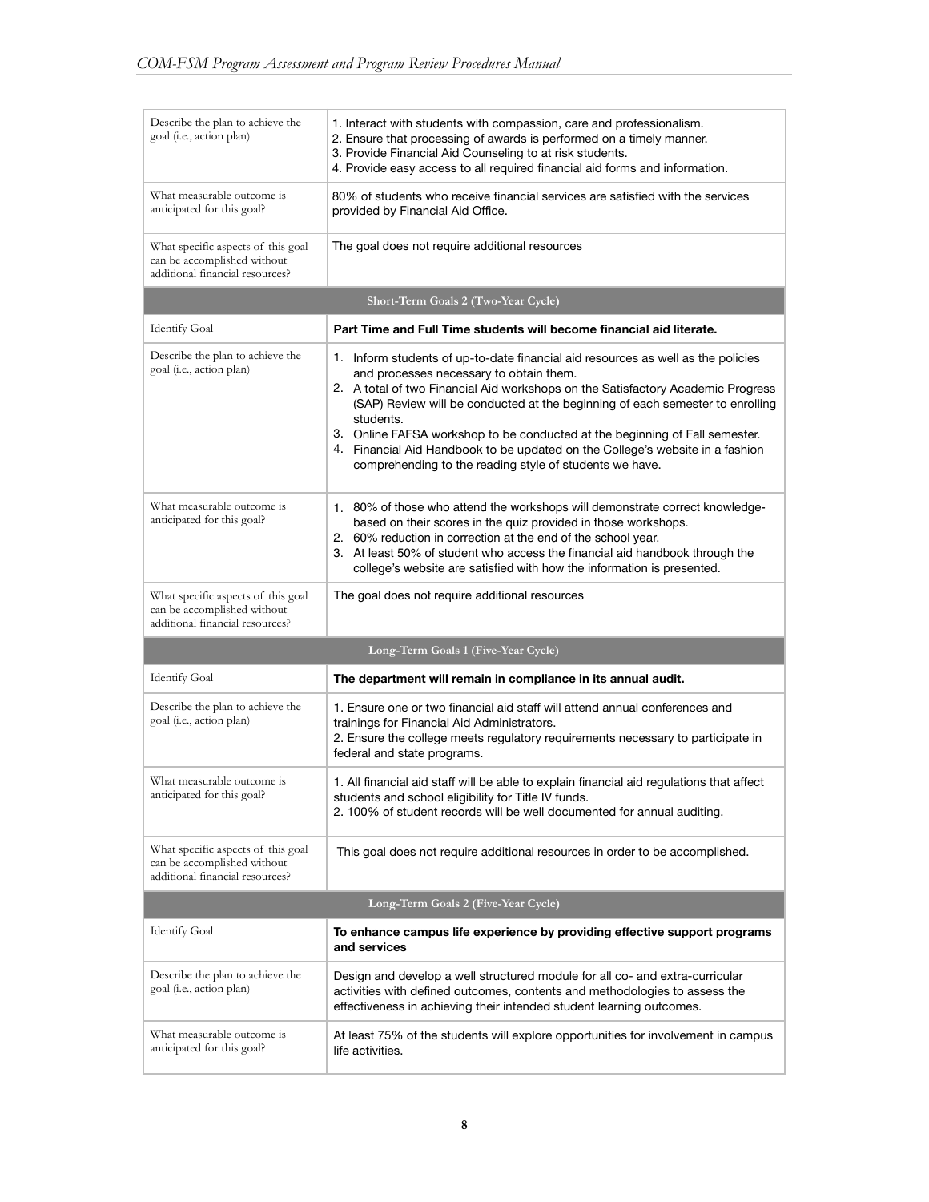| | |
|---|---|
| Describe the plan to achieve the goal (i.e., action plan) | 1. Interact with students with compassion, care and professionalism.<br>2. Ensure that processing of awards is performed on a timely manner.<br>3. Provide Financial Aid Counseling to at risk students.<br>4. Provide easy access to all required financial aid forms and information. |
| What measurable outcome is anticipated for this goal? | 80% of students who receive financial services are satisfied with the services provided by Financial Aid Office. |
| What specific aspects of this goal can be accomplished without additional financial resources? | The goal does not require additional resources |
| **Short-Term Goals 2 (Two-Year Cycle)** | |
| Identify Goal | **Part Time and Full Time students will become financial aid literate.** |
| Describe the plan to achieve the goal (i.e., action plan) | 1. Inform students of up-to-date financial aid resources as well as the policies and processes necessary to obtain them.<br>2. A total of two Financial Aid workshops on the Satisfactory Academic Progress (SAP) Review will be conducted at the beginning of each semester to enrolling students.<br>3. Online FAFSA workshop to be conducted at the beginning of Fall semester.<br>4. Financial Aid Handbook to be updated on the College's website in a fashion comprehending to the reading style of students we have. |
| What measurable outcome is anticipated for this goal? | 1. 80% of those who attend the workshops will demonstrate correct knowledge-based on their scores in the quiz provided in those workshops.<br>2. 60% reduction in correction at the end of the school year.<br>3. At least 50% of student who access the financial aid handbook through the college's website are satisfied with how the information is presented. |
| What specific aspects of this goal can be accomplished without additional financial resources? | The goal does not require additional resources |
| **Long-Term Goals 1 (Five-Year Cycle)** | |
| Identify Goal | **The department will remain in compliance in its annual audit.** |
| Describe the plan to achieve the goal (i.e., action plan) | 1. Ensure one or two financial aid staff will attend annual conferences and trainings for Financial Aid Administrators.<br>2. Ensure the college meets regulatory requirements necessary to participate in federal and state programs. |
| What measurable outcome is anticipated for this goal? | 1. All financial aid staff will be able to explain financial aid regulations that affect students and school eligibility for Title IV funds.<br>2. 100% of student records will be well documented for annual auditing. |
| What specific aspects of this goal can be accomplished without additional financial resources? | This goal does not require additional resources in order to be accomplished. |
| **Long-Term Goals 2 (Five-Year Cycle)** | |
| Identify Goal | **To enhance campus life experience by providing effective support programs and services** |
| Describe the plan to achieve the goal (i.e., action plan) | Design and develop a well structured module for all co- and extra-curricular activities with defined outcomes, contents and methodologies to assess the effectiveness in achieving their intended student learning outcomes. |
| What measurable outcome is anticipated for this goal? | At least 75% of the students will explore opportunities for involvement in campus life activities. |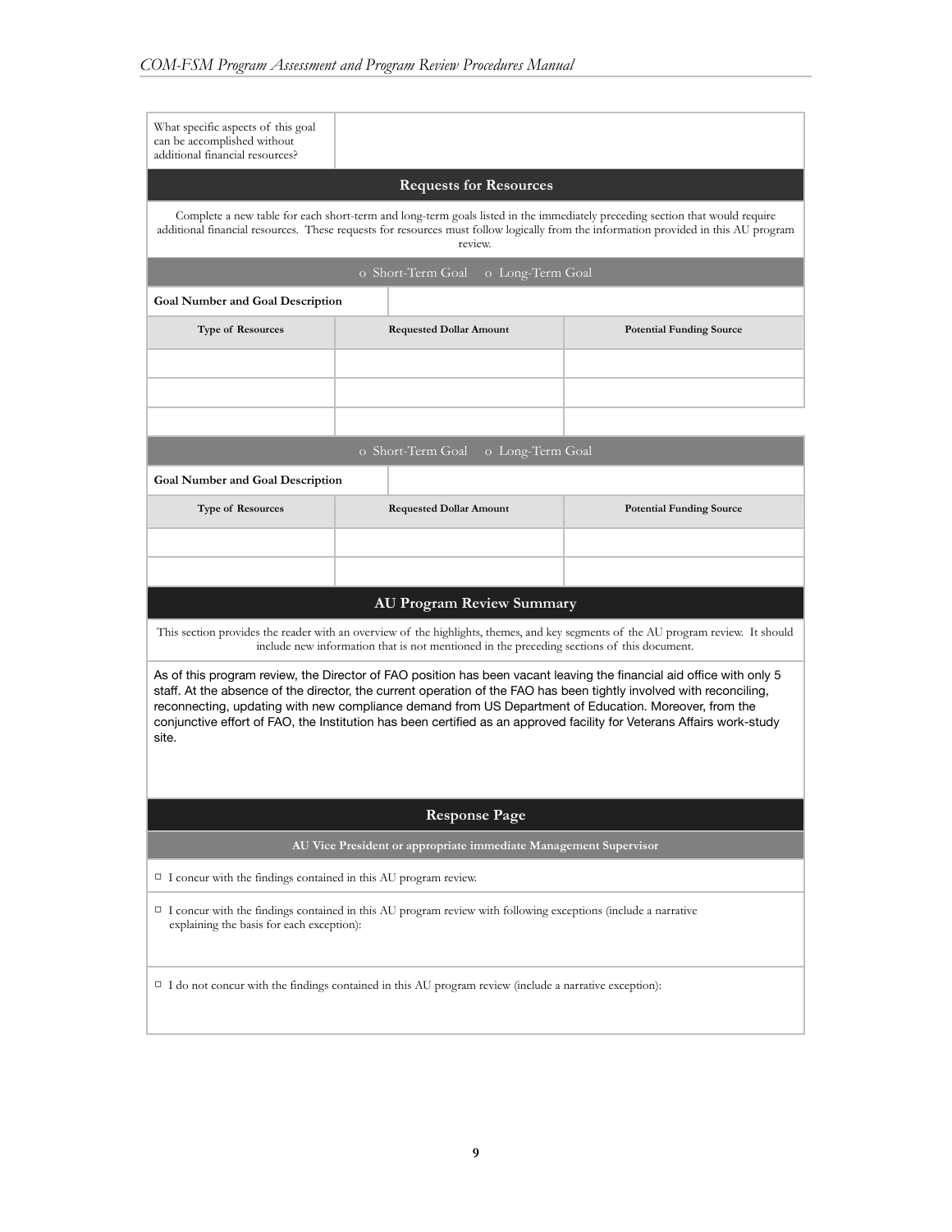| What specific aspects of this goal can be accomplished without additional financial resources? | |
|---|---|

## Requests for Resources

Complete a new table for each short-term and long-term goals listed in the immediately preceding section that would require additional financial resources. These requests for resources must follow logically from the information provided in this AU program review.

o Short-Term Goal o Long-Term Goal

| **Goal Number and Goal Description** | | |
|---|---|---|
| **Type of Resources** | **Requested Dollar Amount** | **Potential Funding Source** |
| | | |
| | | |
| | | |

o Short-Term Goal o Long-Term Goal

| **Goal Number and Goal Description** | | |
|---|---|---|
| **Type of Resources** | **Requested Dollar Amount** | **Potential Funding Source** |
| | | |
| | | |

## AU Program Review Summary

This section provides the reader with an overview of the highlights, themes, and key segments of the AU program review. It should include new information that is not mentioned in the preceding sections of this document.

As of this program review, the Director of FAO position has been vacant leaving the financial aid office with only 5 staff. At the absence of the director, the current operation of the FAO has been tightly involved with reconciling, reconnecting, updating with new compliance demand from US Department of Education. Moreover, from the conjunctive effort of FAO, the Institution has been certified as an approved facility for Veterans Affairs work-study site.

## Response Page

**AU Vice President or appropriate immediate Management Supervisor**

☐ I concur with the findings contained in this AU program review.

☐ I concur with the findings contained in this AU program review with following exceptions (include a narrative explaining the basis for each exception):

☐ I do not concur with the findings contained in this AU program review (include a narrative exception):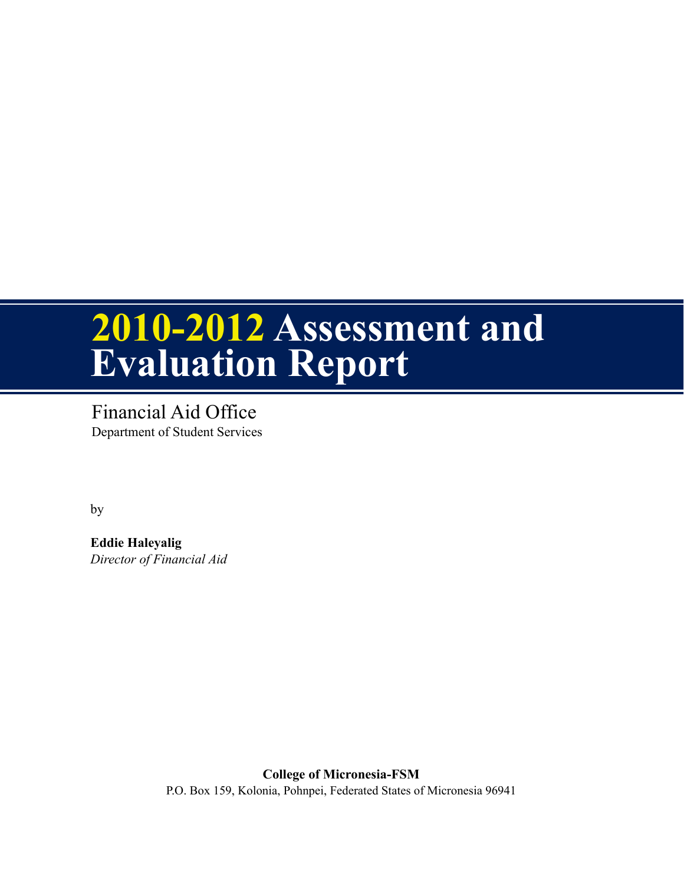# 2010-2012 Assessment and Evaluation Report

Financial Aid Office

Department of Student Services

by

**Eddie Haleyalig**
*Director of Financial Aid*

**College of Micronesia-FSM**
P.O. Box 159, Kolonia, Pohnpei, Federated States of Micronesia 96941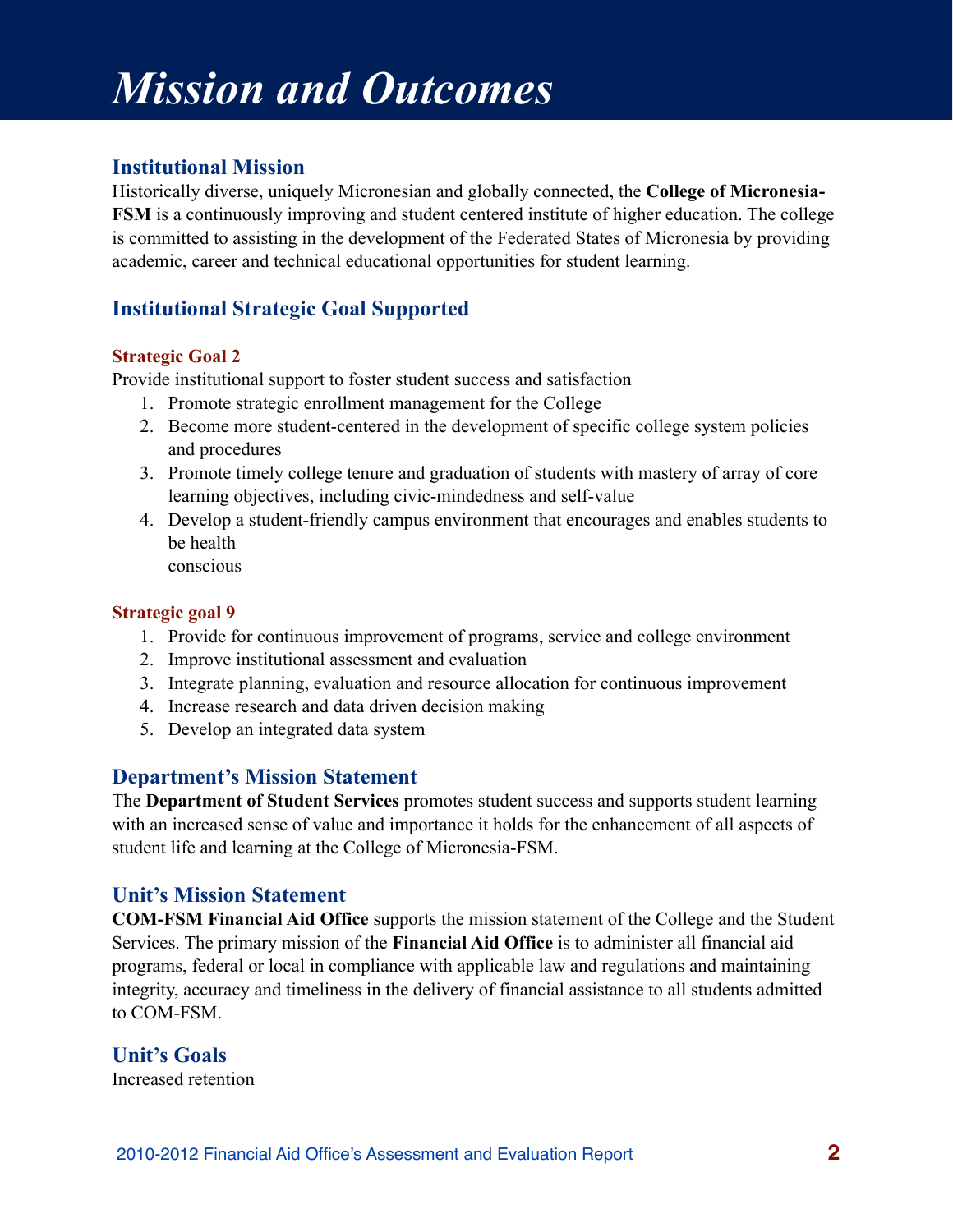# *Mission and Outcomes*

## Institutional Mission

Historically diverse, uniquely Micronesian and globally connected, the **College of Micronesia-FSM** is a continuously improving and student centered institute of higher education. The college is committed to assisting in the development of the Federated States of Micronesia by providing academic, career and technical educational opportunities for student learning.

## Institutional Strategic Goal Supported

### Strategic Goal 2

Provide institutional support to foster student success and satisfaction

1. Promote strategic enrollment management for the College
2. Become more student-centered in the development of specific college system policies and procedures
3. Promote timely college tenure and graduation of students with mastery of array of core learning objectives, including civic-mindedness and self-value
4. Develop a student-friendly campus environment that encourages and enables students to be health conscious

### Strategic goal 9

1. Provide for continuous improvement of programs, service and college environment
2. Improve institutional assessment and evaluation
3. Integrate planning, evaluation and resource allocation for continuous improvement
4. Increase research and data driven decision making
5. Develop an integrated data system

## Department's Mission Statement

The **Department of Student Services** promotes student success and supports student learning with an increased sense of value and importance it holds for the enhancement of all aspects of student life and learning at the College of Micronesia-FSM.

## Unit's Mission Statement

**COM-FSM Financial Aid Office** supports the mission statement of the College and the Student Services. The primary mission of the **Financial Aid Office** is to administer all financial aid programs, federal or local in compliance with applicable law and regulations and maintaining integrity, accuracy and timeliness in the delivery of financial assistance to all students admitted to COM-FSM.

## Unit's Goals

Increased retention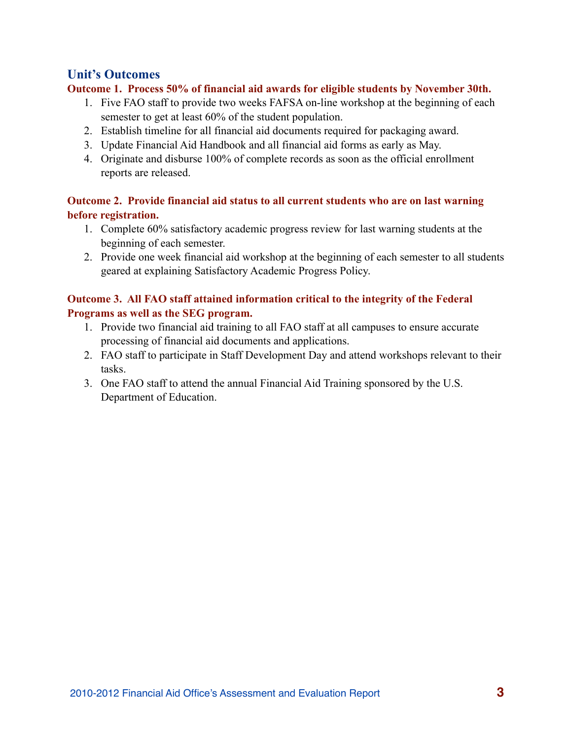## Unit's Outcomes

**Outcome 1. Process 50% of financial aid awards for eligible students by November 30th.**

1. Five FAO staff to provide two weeks FAFSA on-line workshop at the beginning of each semester to get at least 60% of the student population.
2. Establish timeline for all financial aid documents required for packaging award.
3. Update Financial Aid Handbook and all financial aid forms as early as May.
4. Originate and disburse 100% of complete records as soon as the official enrollment reports are released.

**Outcome 2. Provide financial aid status to all current students who are on last warning before registration.**

1. Complete 60% satisfactory academic progress review for last warning students at the beginning of each semester.
2. Provide one week financial aid workshop at the beginning of each semester to all students geared at explaining Satisfactory Academic Progress Policy.

**Outcome 3. All FAO staff attained information critical to the integrity of the Federal Programs as well as the SEG program.**

1. Provide two financial aid training to all FAO staff at all campuses to ensure accurate processing of financial aid documents and applications.
2. FAO staff to participate in Staff Development Day and attend workshops relevant to their tasks.
3. One FAO staff to attend the annual Financial Aid Training sponsored by the U.S. Department of Education.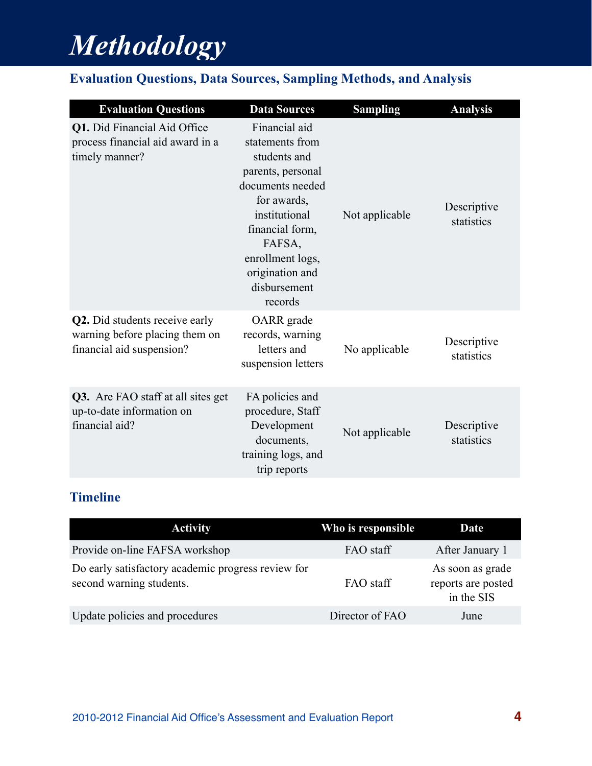# *Methodology*

## Evaluation Questions, Data Sources, Sampling Methods, and Analysis

| Evaluation Questions | Data Sources | Sampling | Analysis |
|---|---|---|---|
| **Q1.** Did Financial Aid Office process financial aid award in a timely manner? | Financial aid statements from students and parents, personal documents needed for awards, institutional financial form, FAFSA, enrollment logs, origination and disbursement records | Not applicable | Descriptive statistics |
| **Q2.** Did students receive early warning before placing them on financial aid suspension? | OARR grade records, warning letters and suspension letters | No applicable | Descriptive statistics |
| **Q3.** Are FAO staff at all sites get up-to-date information on financial aid? | FA policies and procedure, Staff Development documents, training logs, and trip reports | Not applicable | Descriptive statistics |

## Timeline

| Activity | Who is responsible | Date |
|---|---|---|
| Provide on-line FAFSA workshop | FAO staff | After January 1 |
| Do early satisfactory academic progress review for second warning students. | FAO staff | As soon as grade reports are posted in the SIS |
| Update policies and procedures | Director of FAO | June |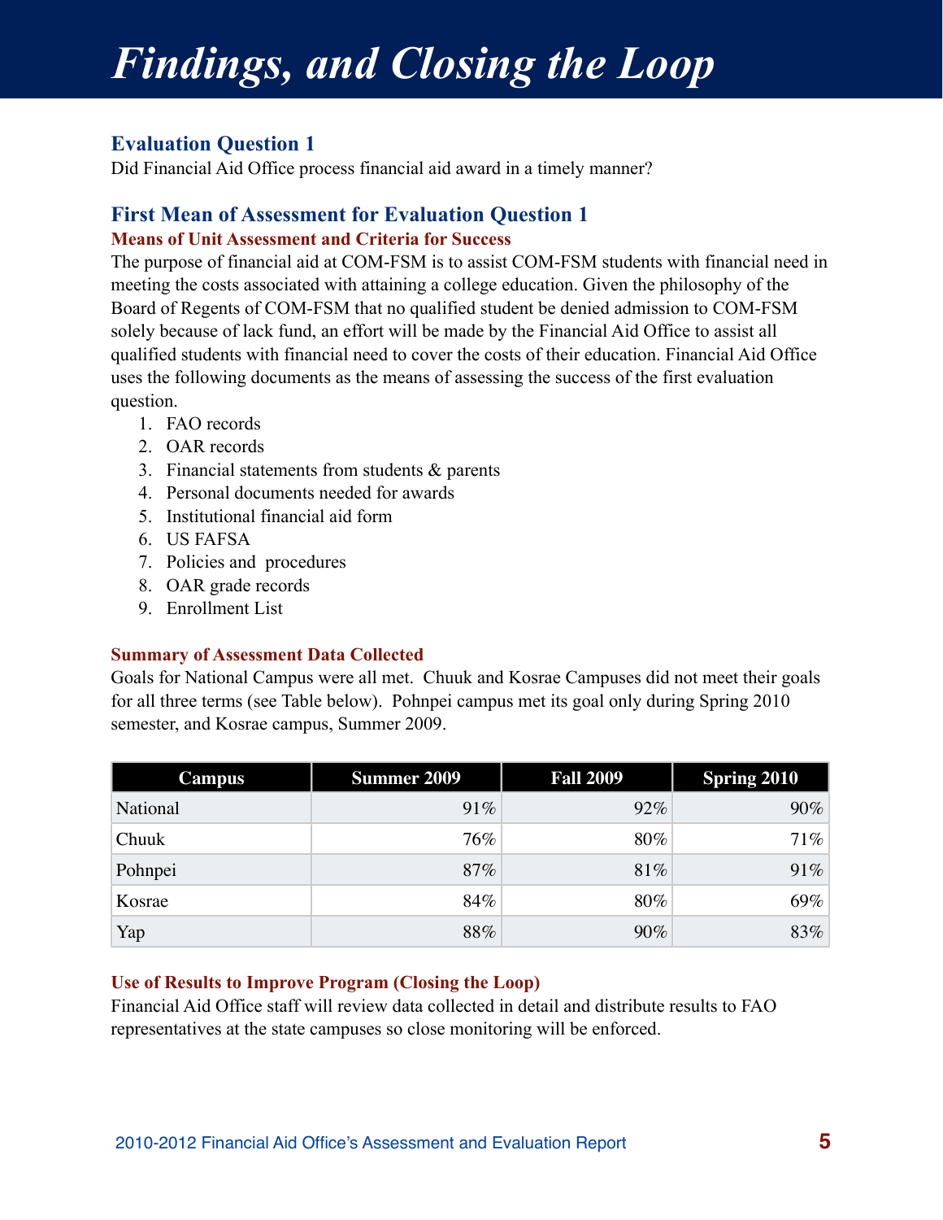# *Findings, and Closing the Loop*

## Evaluation Question 1

Did Financial Aid Office process financial aid award in a timely manner?

## First Mean of Assessment for Evaluation Question 1

### Means of Unit Assessment and Criteria for Success

The purpose of financial aid at COM-FSM is to assist COM-FSM students with financial need in meeting the costs associated with attaining a college education. Given the philosophy of the Board of Regents of COM-FSM that no qualified student be denied admission to COM-FSM solely because of lack fund, an effort will be made by the Financial Aid Office to assist all qualified students with financial need to cover the costs of their education. Financial Aid Office uses the following documents as the means of assessing the success of the first evaluation question.

1. FAO records
2. OAR records
3. Financial statements from students & parents
4. Personal documents needed for awards
5. Institutional financial aid form
6. US FAFSA
7. Policies and procedures
8. OAR grade records
9. Enrollment List

### Summary of Assessment Data Collected

Goals for National Campus were all met. Chuuk and Kosrae Campuses did not meet their goals for all three terms (see Table below). Pohnpei campus met its goal only during Spring 2010 semester, and Kosrae campus, Summer 2009.

| Campus | Summer 2009 | Fall 2009 | Spring 2010 |
|---|---:|---:|---:|
| National | 91% | 92% | 90% |
| Chuuk | 76% | 80% | 71% |
| Pohnpei | 87% | 81% | 91% |
| Kosrae | 84% | 80% | 69% |
| Yap | 88% | 90% | 83% |

### Use of Results to Improve Program (Closing the Loop)

Financial Aid Office staff will review data collected in detail and distribute results to FAO representatives at the state campuses so close monitoring will be enforced.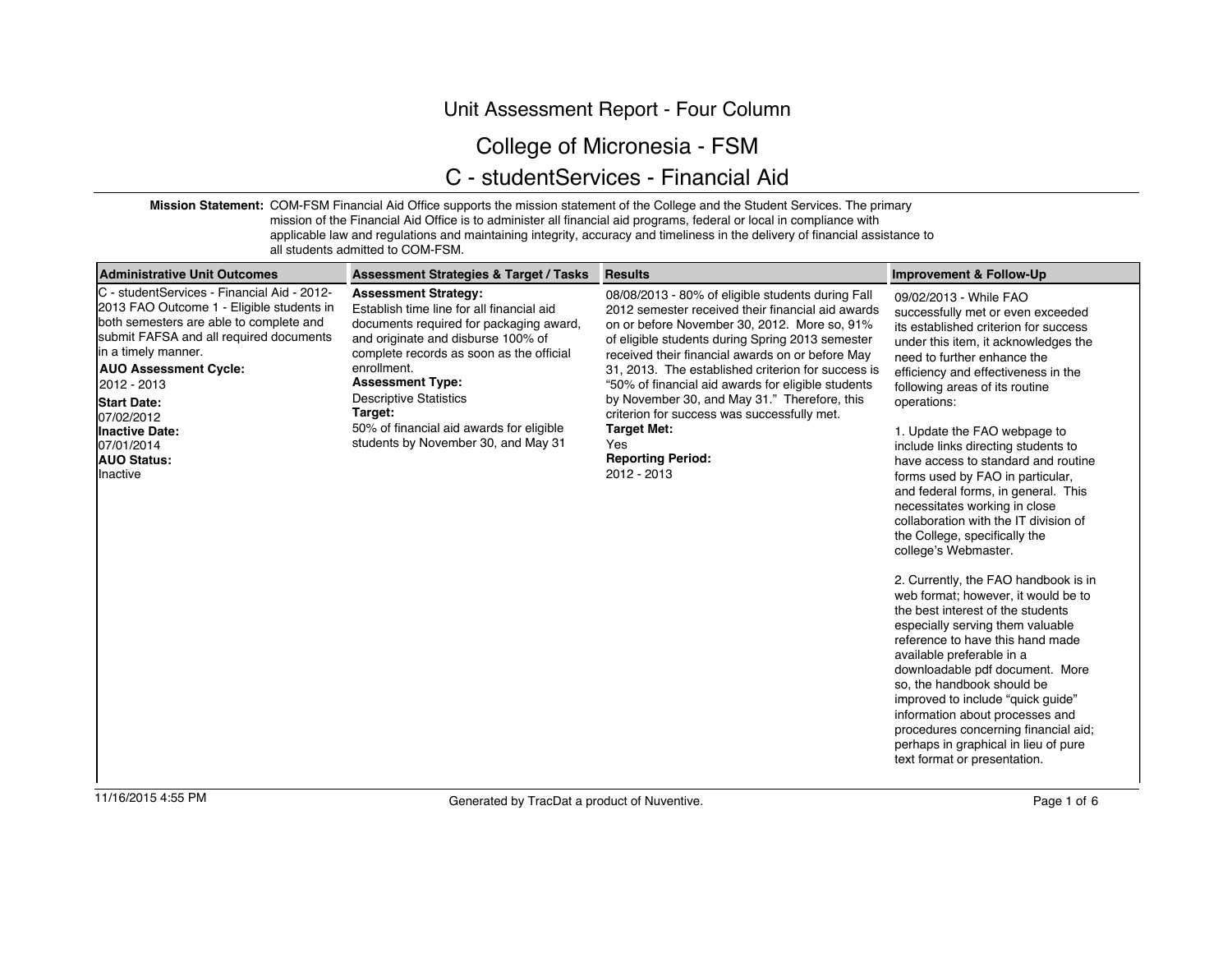# Unit Assessment Report - Four Column

## College of Micronesia - FSM

## C - studentServices - Financial Aid

**Mission Statement:** COM-FSM Financial Aid Office supports the mission statement of the College and the Student Services. The primary mission of the Financial Aid Office is to administer all financial aid programs, federal or local in compliance with applicable law and regulations and maintaining integrity, accuracy and timeliness in the delivery of financial assistance to all students admitted to COM-FSM.

| Administrative Unit Outcomes | Assessment Strategies & Target / Tasks | Results | Improvement & Follow-Up |
|---|---|---|---|
| C - studentServices - Financial Aid - 2012-2013 FAO Outcome 1 - Eligible students in both semesters are able to complete and submit FAFSA and all required documents in a timely manner.<br>**AUO Assessment Cycle:**<br>2012 - 2013<br>**Start Date:**<br>07/02/2012<br>**Inactive Date:**<br>07/01/2014<br>**AUO Status:**<br>Inactive | **Assessment Strategy:**<br>Establish time line for all financial aid documents required for packaging award, and originate and disburse 100% of complete records as soon as the official enrollment.<br>**Assessment Type:**<br>Descriptive Statistics<br>**Target:**<br>50% of financial aid awards for eligible students by November 30, and May 31 | 08/08/2013 - 80% of eligible students during Fall 2012 semester received their financial aid awards on or before November 30, 2012. More so, 91% of eligible students during Spring 2013 semester received their financial awards on or before May 31, 2013. The established criterion for success is "50% of financial aid awards for eligible students by November 30, and May 31." Therefore, this criterion for success was successfully met.<br>**Target Met:**<br>Yes<br>**Reporting Period:**<br>2012 - 2013 | 09/02/2013 - While FAO successfully met or even exceeded its established criterion for success under this item, it acknowledges the need to further enhance the efficiency and effectiveness in the following areas of its routine operations:<br><br>1. Update the FAO webpage to include links directing students to have access to standard and routine forms used by FAO in particular, and federal forms, in general. This necessitates working in close collaboration with the IT division of the College, specifically the college's Webmaster.<br><br>2. Currently, the FAO handbook is in web format; however, it would be to the best interest of the students especially serving them valuable reference to have this hand made available preferable in a downloadable pdf document. More so, the handbook should be improved to include "quick guide" information about processes and procedures concerning financial aid; perhaps in graphical in lieu of pure text format or presentation. |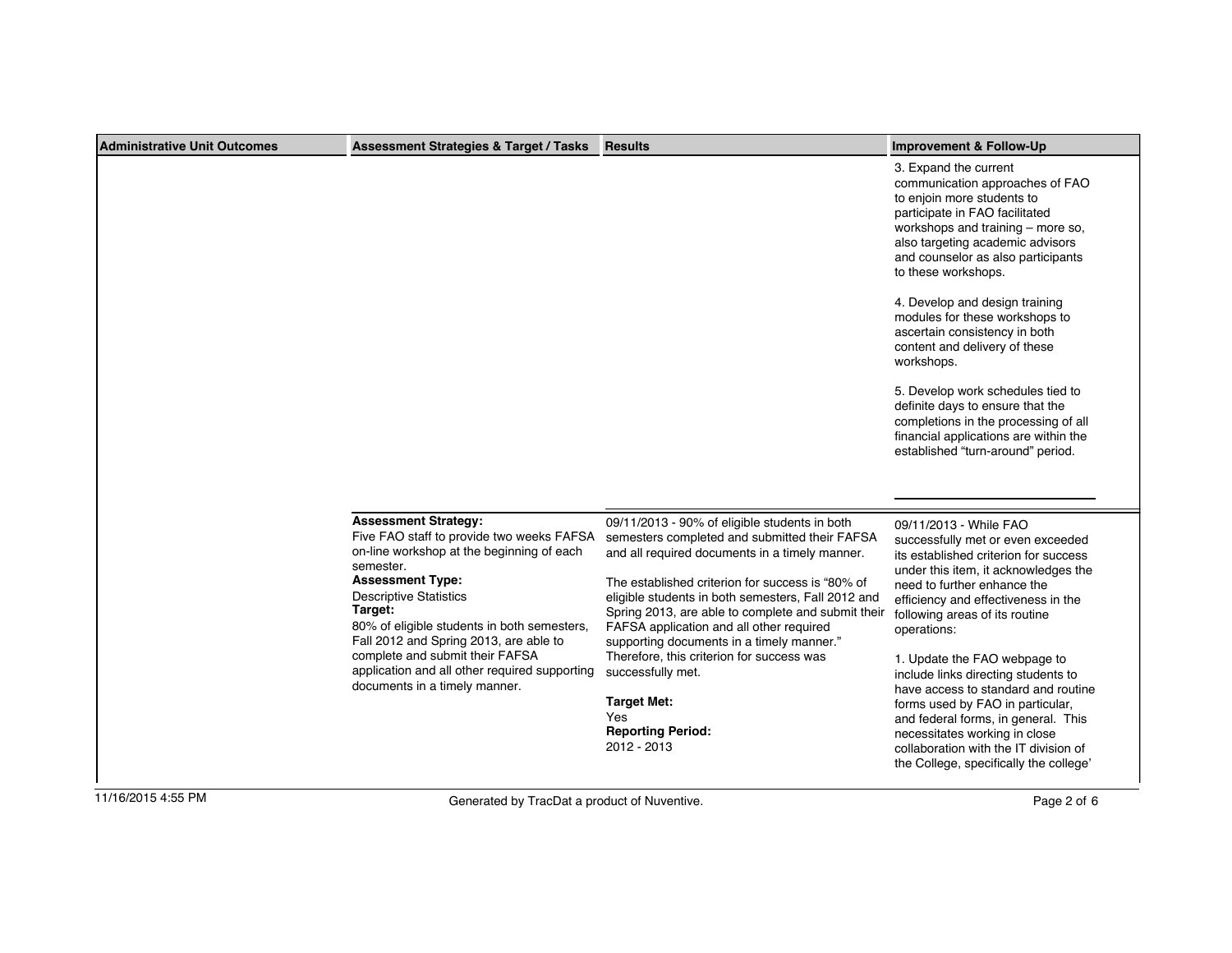| Administrative Unit Outcomes | Assessment Strategies & Target / Tasks | Results | Improvement & Follow-Up |
|---|---|---|---|
| | | | 3. Expand the current communication approaches of FAO to enjoin more students to participate in FAO facilitated workshops and training – more so, also targeting academic advisors and counselor as also participants to these workshops.<br><br>4. Develop and design training modules for these workshops to ascertain consistency in both content and delivery of these workshops.<br><br>5. Develop work schedules tied to definite days to ensure that the completions in the processing of all financial applications are within the established "turn-around" period. |
| | **Assessment Strategy:**<br>Five FAO staff to provide two weeks FAFSA on-line workshop at the beginning of each semester.<br>**Assessment Type:**<br>Descriptive Statistics<br>**Target:**<br>80% of eligible students in both semesters, Fall 2012 and Spring 2013, are able to complete and submit their FAFSA application and all other required supporting documents in a timely manner. | 09/11/2013 - 90% of eligible students in both semesters completed and submitted their FAFSA and all required documents in a timely manner.<br><br>The established criterion for success is "80% of eligible students in both semesters, Fall 2012 and Spring 2013, are able to complete and submit their FAFSA application and all other required supporting documents in a timely manner." Therefore, this criterion for success was successfully met.<br><br>**Target Met:**<br>Yes<br>**Reporting Period:**<br>2012 - 2013 | 09/11/2013 - While FAO successfully met or even exceeded its established criterion for success under this item, it acknowledges the need to further enhance the efficiency and effectiveness in the following areas of its routine operations:<br><br>1. Update the FAO webpage to include links directing students to have access to standard and routine forms used by FAO in particular, and federal forms, in general. This necessitates working in close collaboration with the IT division of the College, specifically the college' |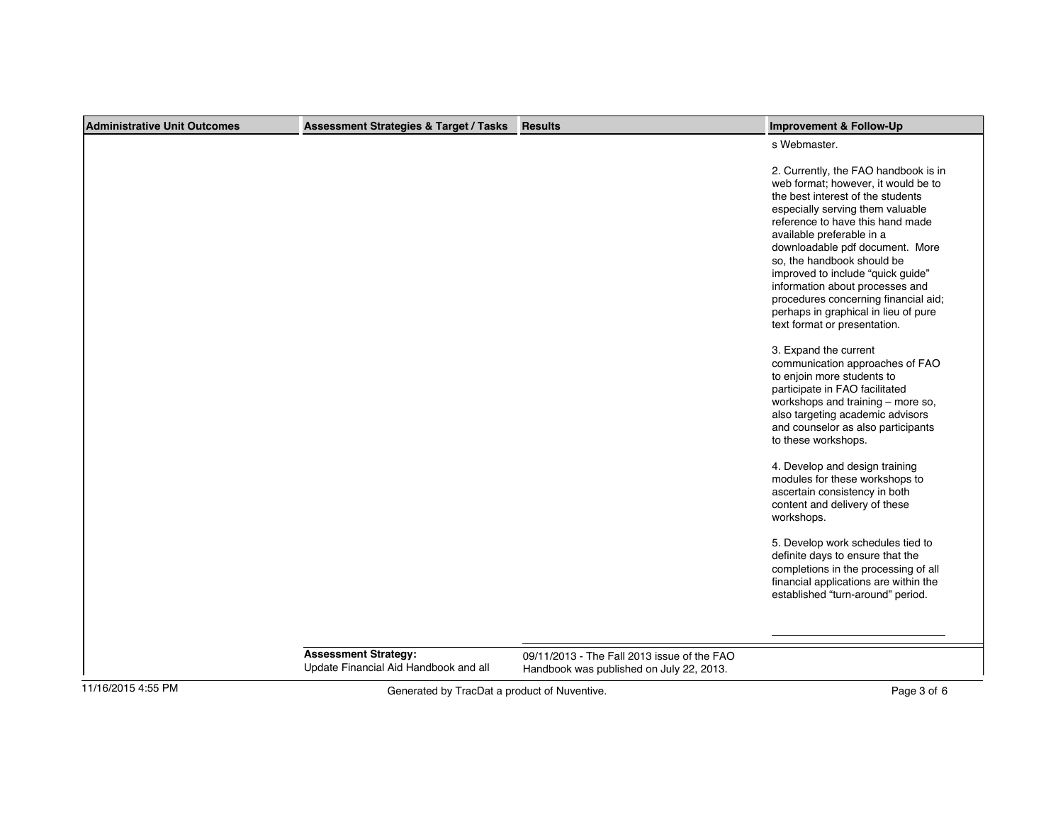| Administrative Unit Outcomes | Assessment Strategies & Target / Tasks | Results | Improvement & Follow-Up |
| --- | --- | --- | --- |
| | | | s Webmaster.<br><br>2. Currently, the FAO handbook is in web format; however, it would be to the best interest of the students especially serving them valuable reference to have this hand made available preferable in a downloadable pdf document. More so, the handbook should be improved to include "quick guide" information about processes and procedures concerning financial aid; perhaps in graphical in lieu of pure text format or presentation.<br><br>3. Expand the current communication approaches of FAO to enjoin more students to participate in FAO facilitated workshops and training – more so, also targeting academic advisors and counselor as also participants to these workshops.<br><br>4. Develop and design training modules for these workshops to ascertain consistency in both content and delivery of these workshops.<br><br>5. Develop work schedules tied to definite days to ensure that the completions in the processing of all financial applications are within the established "turn-around" period. |
| | **Assessment Strategy:**<br>Update Financial Aid Handbook and all | 09/11/2013 - The Fall 2013 issue of the FAO Handbook was published on July 22, 2013. | |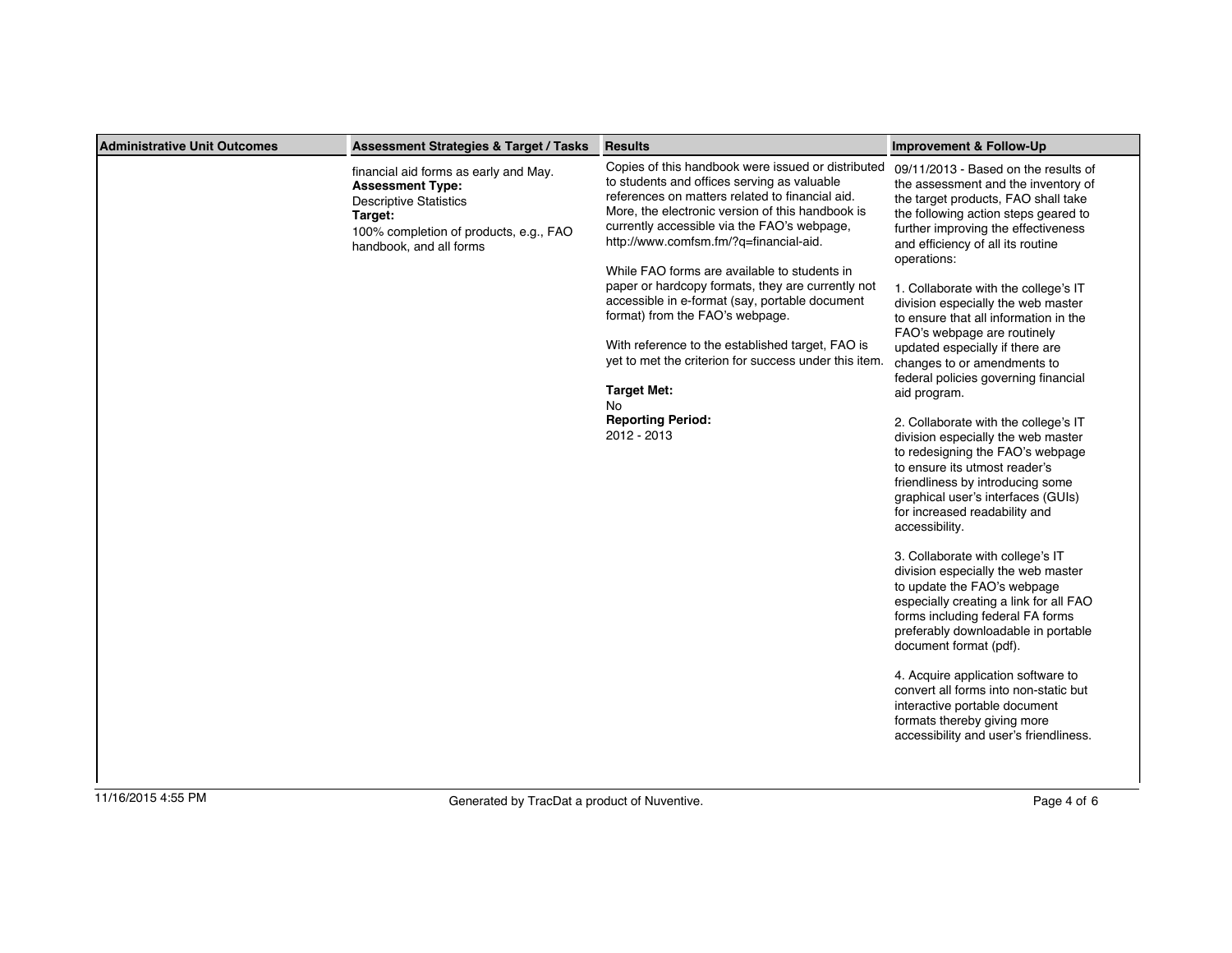| Administrative Unit Outcomes | Assessment Strategies & Target / Tasks | Results | Improvement & Follow-Up |
|---|---|---|---|
| | financial aid forms as early and May.<br>**Assessment Type:**<br>Descriptive Statistics<br>**Target:**<br>100% completion of products, e.g., FAO handbook, and all forms | Copies of this handbook were issued or distributed to students and offices serving as valuable references on matters related to financial aid. More, the electronic version of this handbook is currently accessible via the FAO's webpage, http://www.comfsm.fm/?q=financial-aid.<br><br>While FAO forms are available to students in paper or hardcopy formats, they are currently not accessible in e-format (say, portable document format) from the FAO's webpage.<br><br>With reference to the established target, FAO is yet to met the criterion for success under this item.<br><br>**Target Met:**<br>No<br>**Reporting Period:**<br>2012 - 2013 | 09/11/2013 - Based on the results of the assessment and the inventory of the target products, FAO shall take the following action steps geared to further improving the effectiveness and efficiency of all its routine operations:<br><br>1. Collaborate with the college's IT division especially the web master to ensure that all information in the FAO's webpage are routinely updated especially if there are changes to or amendments to federal policies governing financial aid program.<br><br>2. Collaborate with the college's IT division especially the web master to redesigning the FAO's webpage to ensure its utmost reader's friendliness by introducing some graphical user's interfaces (GUIs) for increased readability and accessibility.<br><br>3. Collaborate with college's IT division especially the web master to update the FAO's webpage especially creating a link for all FAO forms including federal FA forms preferably downloadable in portable document format (pdf).<br><br>4. Acquire application software to convert all forms into non-static but interactive portable document formats thereby giving more accessibility and user's friendliness. |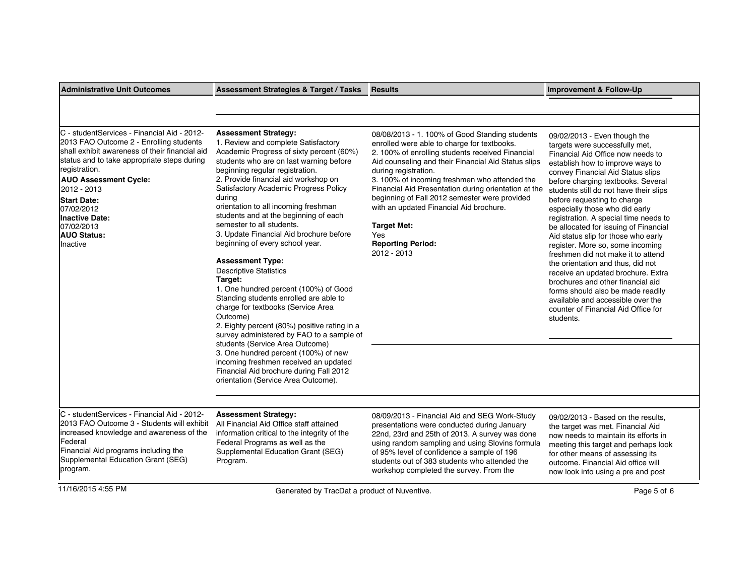| Administrative Unit Outcomes | Assessment Strategies & Target / Tasks | Results | Improvement & Follow-Up |
|---|---|---|---|
| C - studentServices - Financial Aid - 2012-2013 FAO Outcome 2 - Enrolling students shall exhibit awareness of their financial aid status and to take appropriate steps during registration.<br>**AUO Assessment Cycle:**<br>2012 - 2013<br>**Start Date:**<br>07/02/2012<br>**Inactive Date:**<br>07/02/2013<br>**AUO Status:**<br>Inactive | **Assessment Strategy:**<br>1. Review and complete Satisfactory Academic Progress of sixty percent (60%) students who are on last warning before beginning regular registration.<br>2. Provide financial aid workshop on Satisfactory Academic Progress Policy during<br>orientation to all incoming freshman students and at the beginning of each semester to all students.<br>3. Update Financial Aid brochure before beginning of every school year.<br><br>**Assessment Type:**<br>Descriptive Statistics<br>**Target:**<br>1. One hundred percent (100%) of Good Standing students enrolled are able to charge for textbooks (Service Area Outcome)<br>2. Eighty percent (80%) positive rating in a survey administered by FAO to a sample of students (Service Area Outcome)<br>3. One hundred percent (100%) of new incoming freshmen received an updated Financial Aid brochure during Fall 2012 orientation (Service Area Outcome). | 08/08/2013 - 1. 100% of Good Standing students enrolled were able to charge for textbooks.<br>2. 100% of enrolling students received Financial Aid counseling and their Financial Aid Status slips during registration.<br>3. 100% of incoming freshmen who attended the Financial Aid Presentation during orientation at the beginning of Fall 2012 semester were provided with an updated Financial Aid brochure.<br><br>**Target Met:**<br>Yes<br>**Reporting Period:**<br>2012 - 2013 | 09/02/2013 - Even though the targets were successfully met, Financial Aid Office now needs to establish how to improve ways to convey Financial Aid Status slips before charging textbooks. Several students still do not have their slips before requesting to charge especially those who did early registration. A special time needs to be allocated for issuing of Financial Aid status slip for those who early register. More so, some incoming freshmen did not make it to attend the orientation and thus, did not receive an updated brochure. Extra brochures and other financial aid forms should also be made readily available and accessible over the counter of Financial Aid Office for students. |
| C - studentServices - Financial Aid - 2012-2013 FAO Outcome 3 - Students will exhibit increased knowledge and awareness of the Federal<br>Financial Aid programs including the Supplemental Education Grant (SEG) program. | **Assessment Strategy:**<br>All Financial Aid Office staff attained information critical to the integrity of the Federal Programs as well as the Supplemental Education Grant (SEG) Program. | 08/09/2013 - Financial Aid and SEG Work-Study presentations were conducted during January 22nd, 23rd and 25th of 2013. A survey was done using random sampling and using Slovins formula of 95% level of confidence a sample of 196 students out of 383 students who attended the workshop completed the survey. From the | 09/02/2013 - Based on the results, the target was met. Financial Aid now needs to maintain its efforts in meeting this target and perhaps look for other means of assessing its outcome. Financial Aid office will now look into using a pre and post |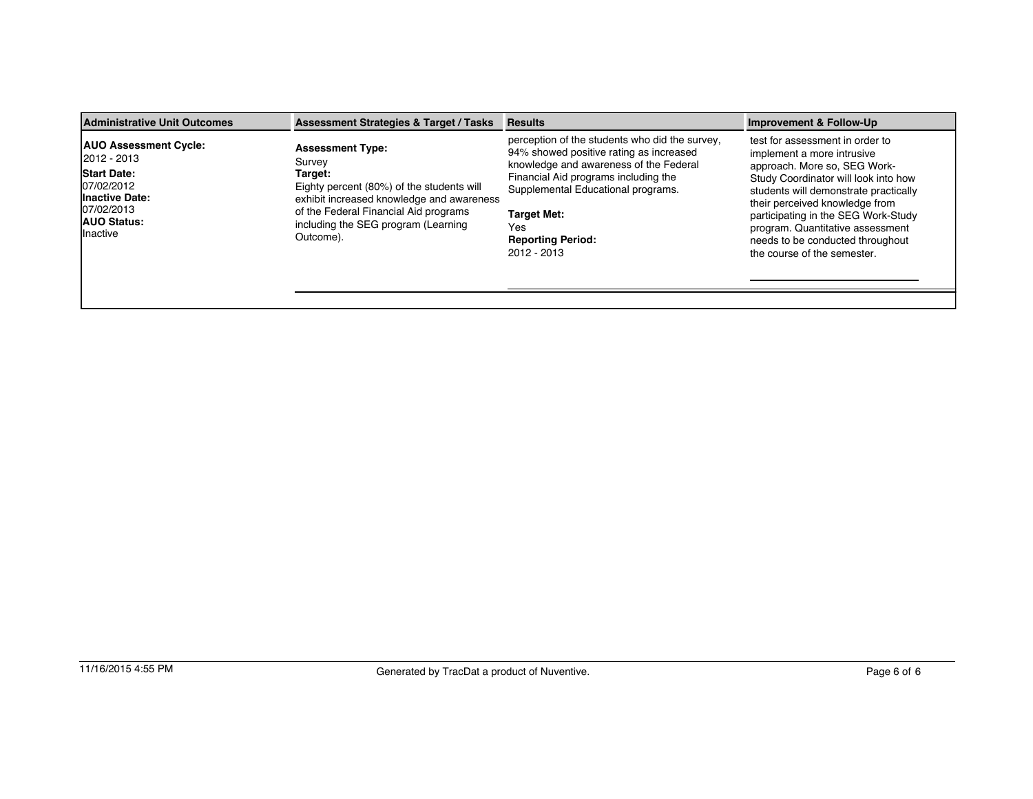| Administrative Unit Outcomes | Assessment Strategies & Target / Tasks | Results | Improvement & Follow-Up |
| --- | --- | --- | --- |
| **AUO Assessment Cycle:** 2012 - 2013 **Start Date:** 07/02/2012 **Inactive Date:** 07/02/2013 **AUO Status:** Inactive | **Assessment Type:** Survey **Target:** Eighty percent (80%) of the students will exhibit increased knowledge and awareness of the Federal Financial Aid programs including the SEG program (Learning Outcome). | perception of the students who did the survey, 94% showed positive rating as increased knowledge and awareness of the Federal Financial Aid programs including the Supplemental Educational programs. **Target Met:** Yes **Reporting Period:** 2012 - 2013 | test for assessment in order to implement a more intrusive approach. More so, SEG Work-Study Coordinator will look into how students will demonstrate practically their perceived knowledge from participating in the SEG Work-Study program. Quantitative assessment needs to be conducted throughout the course of the semester. |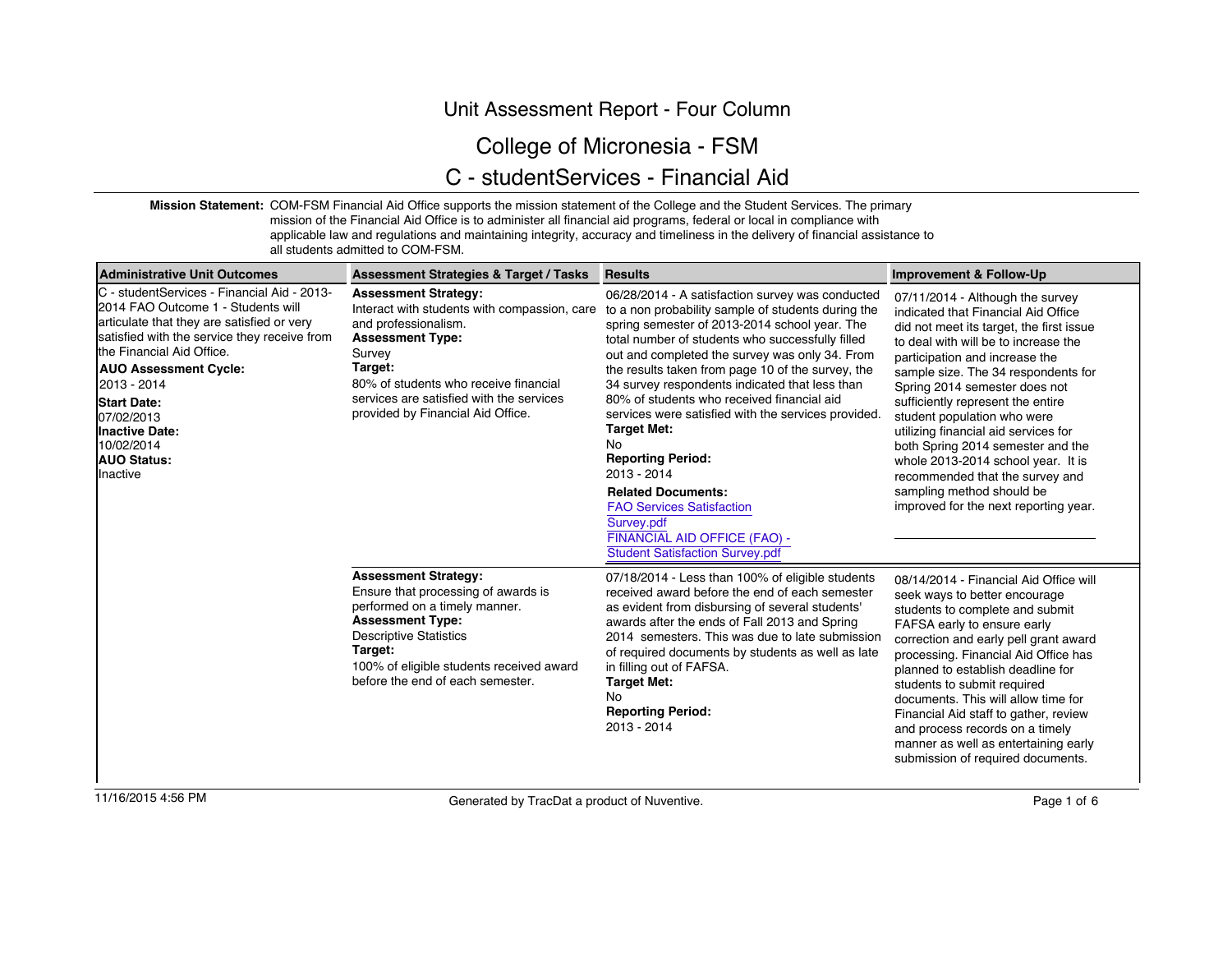# Unit Assessment Report - Four Column

## College of Micronesia - FSM

## C - studentServices - Financial Aid

**Mission Statement:** COM-FSM Financial Aid Office supports the mission statement of the College and the Student Services. The primary mission of the Financial Aid Office is to administer all financial aid programs, federal or local in compliance with applicable law and regulations and maintaining integrity, accuracy and timeliness in the delivery of financial assistance to all students admitted to COM-FSM.

| Administrative Unit Outcomes | Assessment Strategies & Target / Tasks | Results | Improvement & Follow-Up |
|---|---|---|---|
| C - studentServices - Financial Aid - 2013-2014 FAO Outcome 1 - Students will articulate that they are satisfied or very satisfied with the service they receive from the Financial Aid Office.<br>**AUO Assessment Cycle:**<br>2013 - 2014<br>**Start Date:**<br>07/02/2013<br>**Inactive Date:**<br>10/02/2014<br>**AUO Status:**<br>Inactive | **Assessment Strategy:**<br>Interact with students with compassion, care and professionalism.<br>**Assessment Type:**<br>Survey<br>**Target:**<br>80% of students who receive financial services are satisfied with the services provided by Financial Aid Office. | 06/28/2014 - A satisfaction survey was conducted to a non probability sample of students during the spring semester of 2013-2014 school year. The total number of students who successfully filled out and completed the survey was only 34. From the results taken from page 10 of the survey, the 34 survey respondents indicated that less than 80% of students who received financial aid services were satisfied with the services provided.<br>**Target Met:**<br>No<br>**Reporting Period:**<br>2013 - 2014<br>**Related Documents:**<br>FAO Services Satisfaction Survey.pdf<br>FINANCIAL AID OFFICE (FAO) - Student Satisfaction Survey.pdf | 07/11/2014 - Although the survey indicated that Financial Aid Office did not meet its target, the first issue to deal with will be to increase the participation and increase the sample size. The 34 respondents for Spring 2014 semester does not sufficiently represent the entire student population who were utilizing financial aid services for both Spring 2014 semester and the whole 2013-2014 school year. It is recommended that the survey and sampling method should be improved for the next reporting year. |
| | **Assessment Strategy:**<br>Ensure that processing of awards is performed on a timely manner.<br>**Assessment Type:**<br>Descriptive Statistics<br>**Target:**<br>100% of eligible students received award before the end of each semester. | 07/18/2014 - Less than 100% of eligible students received award before the end of each semester as evident from disbursing of several students' awards after the ends of Fall 2013 and Spring 2014 semesters. This was due to late submission of required documents by students as well as late in filling out of FAFSA.<br>**Target Met:**<br>No<br>**Reporting Period:**<br>2013 - 2014 | 08/14/2014 - Financial Aid Office will seek ways to better encourage students to complete and submit FAFSA early to ensure early correction and early pell grant award processing. Financial Aid Office has planned to establish deadline for students to submit required documents. This will allow time for Financial Aid staff to gather, review and process records on a timely manner as well as entertaining early submission of required documents. |

11/16/2015 4:56 PM — Generated by TracDat a product of Nuventive.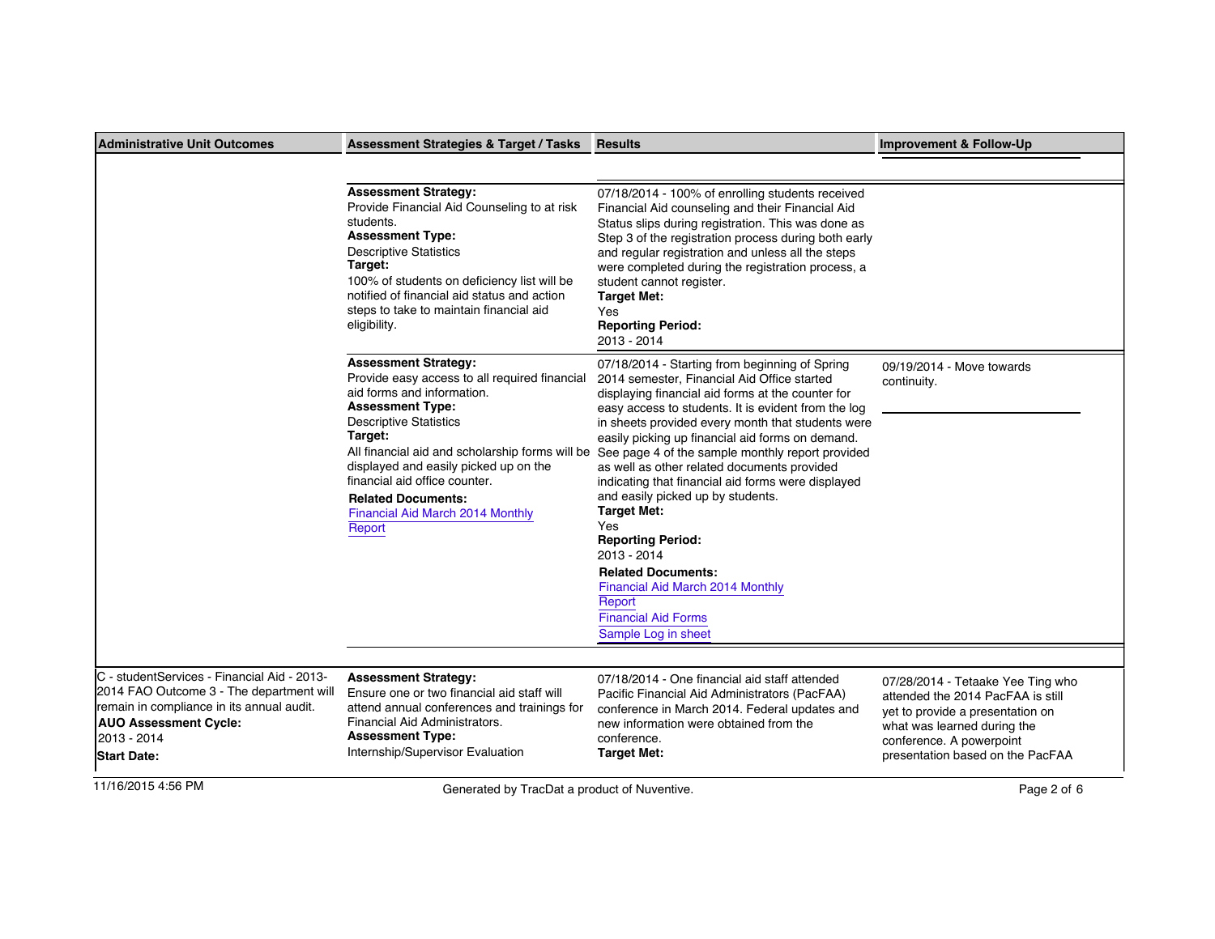| Administrative Unit Outcomes | Assessment Strategies & Target / Tasks | Results | Improvement & Follow-Up |
| --- | --- | --- | --- |
| | **Assessment Strategy:**<br>Provide Financial Aid Counseling to at risk students.<br>**Assessment Type:**<br>Descriptive Statistics<br>**Target:**<br>100% of students on deficiency list will be notified of financial aid status and action steps to take to maintain financial aid eligibility. | 07/18/2014 - 100% of enrolling students received Financial Aid counseling and their Financial Aid Status slips during registration. This was done as Step 3 of the registration process during both early and regular registration and unless all the steps were completed during the registration process, a student cannot register.<br>**Target Met:**<br>Yes<br>**Reporting Period:**<br>2013 - 2014 | |
| | **Assessment Strategy:**<br>Provide easy access to all required financial aid forms and information.<br>**Assessment Type:**<br>Descriptive Statistics<br>**Target:**<br>All financial aid and scholarship forms will be displayed and easily picked up on the financial aid office counter.<br>**Related Documents:**<br>Financial Aid March 2014 Monthly Report | 07/18/2014 - Starting from beginning of Spring 2014 semester, Financial Aid Office started displaying financial aid forms at the counter for easy access to students. It is evident from the log in sheets provided every month that students were easily picking up financial aid forms on demand. See page 4 of the sample monthly report provided as well as other related documents provided indicating that financial aid forms were displayed and easily picked up by students.<br>**Target Met:**<br>Yes<br>**Reporting Period:**<br>2013 - 2014<br>**Related Documents:**<br>Financial Aid March 2014 Monthly Report<br>Financial Aid Forms<br>Sample Log in sheet | 09/19/2014 - Move towards continuity. |
| C - studentServices - Financial Aid - 2013-2014 FAO Outcome 3 - The department will remain in compliance in its annual audit.<br>**AUO Assessment Cycle:**<br>2013 - 2014<br>**Start Date:** | **Assessment Strategy:**<br>Ensure one or two financial aid staff will attend annual conferences and trainings for Financial Aid Administrators.<br>**Assessment Type:**<br>Internship/Supervisor Evaluation | 07/18/2014 - One financial aid staff attended Pacific Financial Aid Administrators (PacFAA) conference in March 2014. Federal updates and new information were obtained from the conference.<br>**Target Met:** | 07/28/2014 - Tetaake Yee Ting who attended the 2014 PacFAA is still yet to provide a presentation on what was learned during the conference. A powerpoint presentation based on the PacFAA |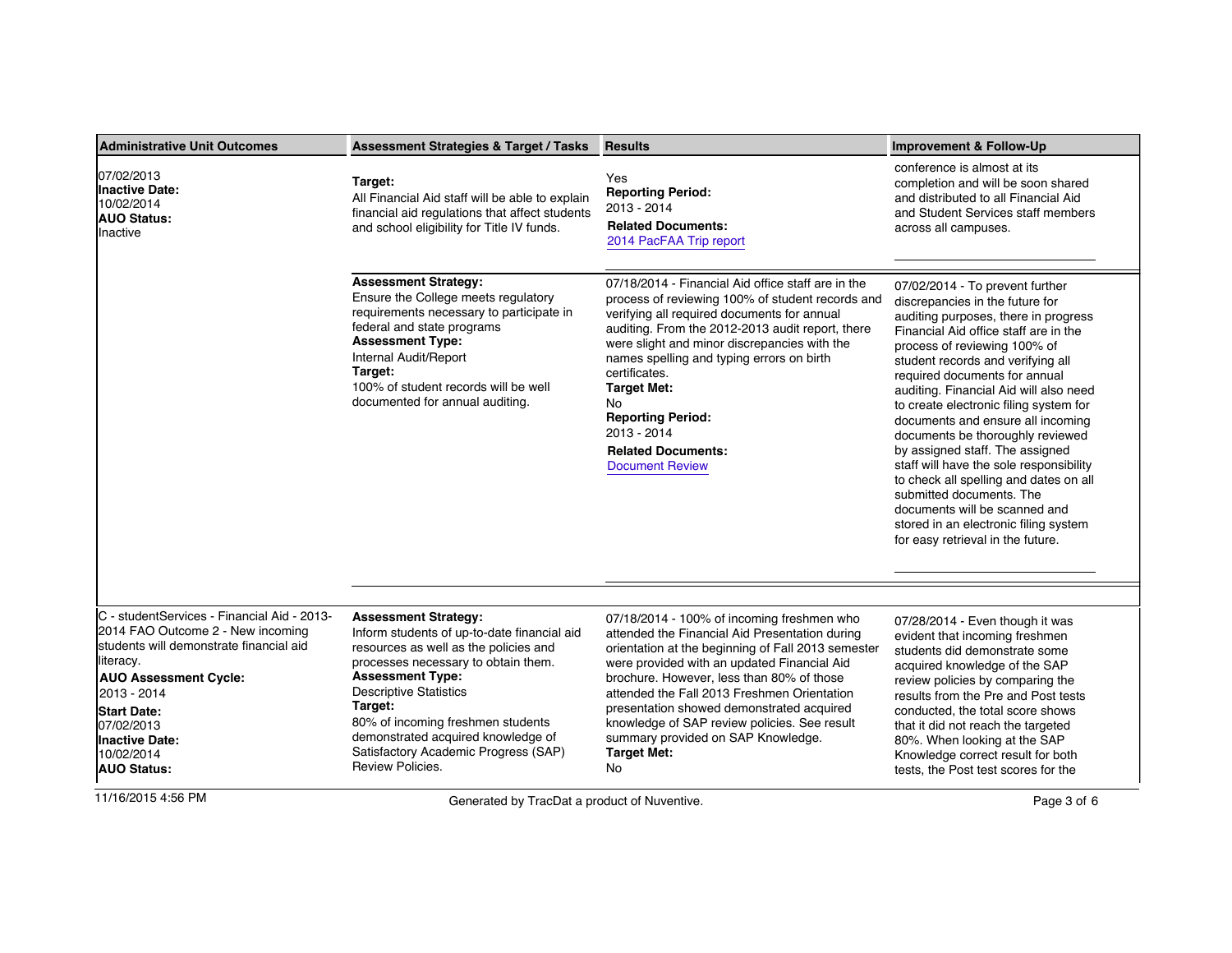| Administrative Unit Outcomes | Assessment Strategies & Target / Tasks | Results | Improvement & Follow-Up |
|---|---|---|---|
| 07/02/2013<br>**Inactive Date:**<br>10/02/2014<br>**AUO Status:**<br>Inactive | **Target:**<br>All Financial Aid staff will be able to explain financial aid regulations that affect students and school eligibility for Title IV funds. | Yes<br>**Reporting Period:**<br>2013 - 2014<br>**Related Documents:**<br>2014 PacFAA Trip report | conference is almost at its completion and will be soon shared and distributed to all Financial Aid and Student Services staff members across all campuses. |
| | **Assessment Strategy:**<br>Ensure the College meets regulatory requirements necessary to participate in federal and state programs<br>**Assessment Type:**<br>Internal Audit/Report<br>**Target:**<br>100% of student records will be well documented for annual auditing. | 07/18/2014 - Financial Aid office staff are in the process of reviewing 100% of student records and verifying all required documents for annual auditing. From the 2012-2013 audit report, there were slight and minor discrepancies with the names spelling and typing errors on birth certificates.<br>**Target Met:**<br>No<br>**Reporting Period:**<br>2013 - 2014<br>**Related Documents:**<br>Document Review | 07/02/2014 - To prevent further discrepancies in the future for auditing purposes, there in progress Financial Aid office staff are in the process of reviewing 100% of student records and verifying all required documents for annual auditing. Financial Aid will also need to create electronic filing system for documents and ensure all incoming documents be thoroughly reviewed by assigned staff. The assigned staff will have the sole responsibility to check all spelling and dates on all submitted documents. The documents will be scanned and stored in an electronic filing system for easy retrieval in the future. |
| C - studentServices - Financial Aid - 2013-2014 FAO Outcome 2 - New incoming students will demonstrate financial aid literacy.<br>**AUO Assessment Cycle:**<br>2013 - 2014<br>**Start Date:**<br>07/02/2013<br>**Inactive Date:**<br>10/02/2014<br>**AUO Status:** | **Assessment Strategy:**<br>Inform students of up-to-date financial aid resources as well as the policies and processes necessary to obtain them.<br>**Assessment Type:**<br>Descriptive Statistics<br>**Target:**<br>80% of incoming freshmen students demonstrated acquired knowledge of Satisfactory Academic Progress (SAP) Review Policies. | 07/18/2014 - 100% of incoming freshmen who attended the Financial Aid Presentation during orientation at the beginning of Fall 2013 semester were provided with an updated Financial Aid brochure. However, less than 80% of those attended the Fall 2013 Freshmen Orientation presentation showed demonstrated acquired knowledge of SAP review policies. See result summary provided on SAP Knowledge.<br>**Target Met:**<br>No | 07/28/2014 - Even though it was evident that incoming freshmen students did demonstrate some acquired knowledge of the SAP review policies by comparing the results from the Pre and Post tests conducted, the total score shows that it did not reach the targeted 80%. When looking at the SAP Knowledge correct result for both tests, the Post test scores for the |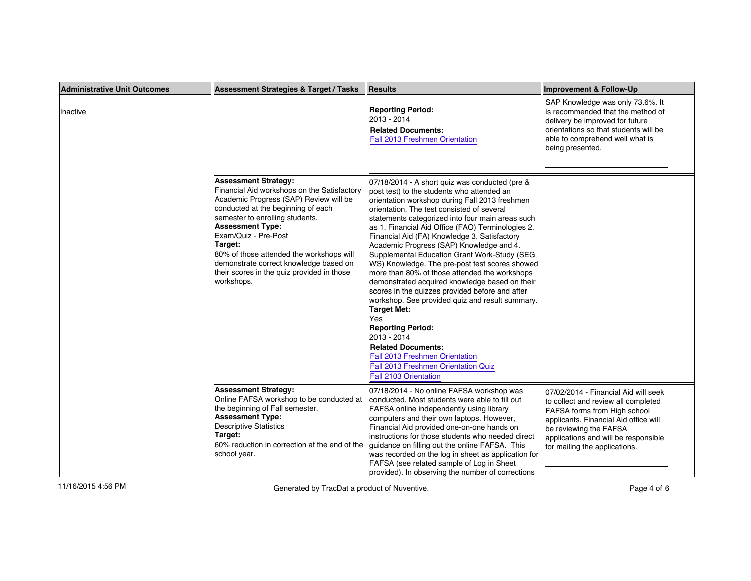| Administrative Unit Outcomes | Assessment Strategies & Target / Tasks | Results | Improvement & Follow-Up |
|---|---|---|---|
| Inactive | | **Reporting Period:**<br>2013 - 2014<br>**Related Documents:**<br>Fall 2013 Freshmen Orientation | SAP Knowledge was only 73.6%. It is recommended that the method of delivery be improved for future orientations so that students will be able to comprehend well what is being presented. |
| | **Assessment Strategy:**<br>Financial Aid workshops on the Satisfactory Academic Progress (SAP) Review will be conducted at the beginning of each semester to enrolling students.<br>**Assessment Type:**<br>Exam/Quiz - Pre-Post<br>**Target:**<br>80% of those attended the workshops will demonstrate correct knowledge based on their scores in the quiz provided in those workshops. | 07/18/2014 - A short quiz was conducted (pre & post test) to the students who attended an orientation workshop during Fall 2013 freshmen orientation. The test consisted of several statements categorized into four main areas such as 1. Financial Aid Office (FAO) Terminologies 2. Financial Aid (FA) Knowledge 3. Satisfactory Academic Progress (SAP) Knowledge and 4. Supplemental Education Grant Work-Study (SEG WS) Knowledge. The pre-post test scores showed more than 80% of those attended the workshops demonstrated acquired knowledge based on their scores in the quizzes provided before and after workshop. See provided quiz and result summary.<br>**Target Met:**<br>Yes<br>**Reporting Period:**<br>2013 - 2014<br>**Related Documents:**<br>Fall 2013 Freshmen Orientation<br>Fall 2013 Freshmen Orientation Quiz<br>Fall 2103 Orientation | |
| | **Assessment Strategy:**<br>Online FAFSA workshop to be conducted at the beginning of Fall semester.<br>**Assessment Type:**<br>Descriptive Statistics<br>**Target:**<br>60% reduction in correction at the end of the school year. | 07/18/2014 - No online FAFSA workshop was conducted. Most students were able to fill out FAFSA online independently using library computers and their own laptops. However, Financial Aid provided one-on-one hands on instructions for those students who needed direct guidance on filling out the online FAFSA. This was recorded on the log in sheet as application for FAFSA (see related sample of Log in Sheet provided). In observing the number of corrections | 07/02/2014 - Financial Aid will seek to collect and review all completed FAFSA forms from High school applicants. Financial Aid office will be reviewing the FAFSA applications and will be responsible for mailing the applications. |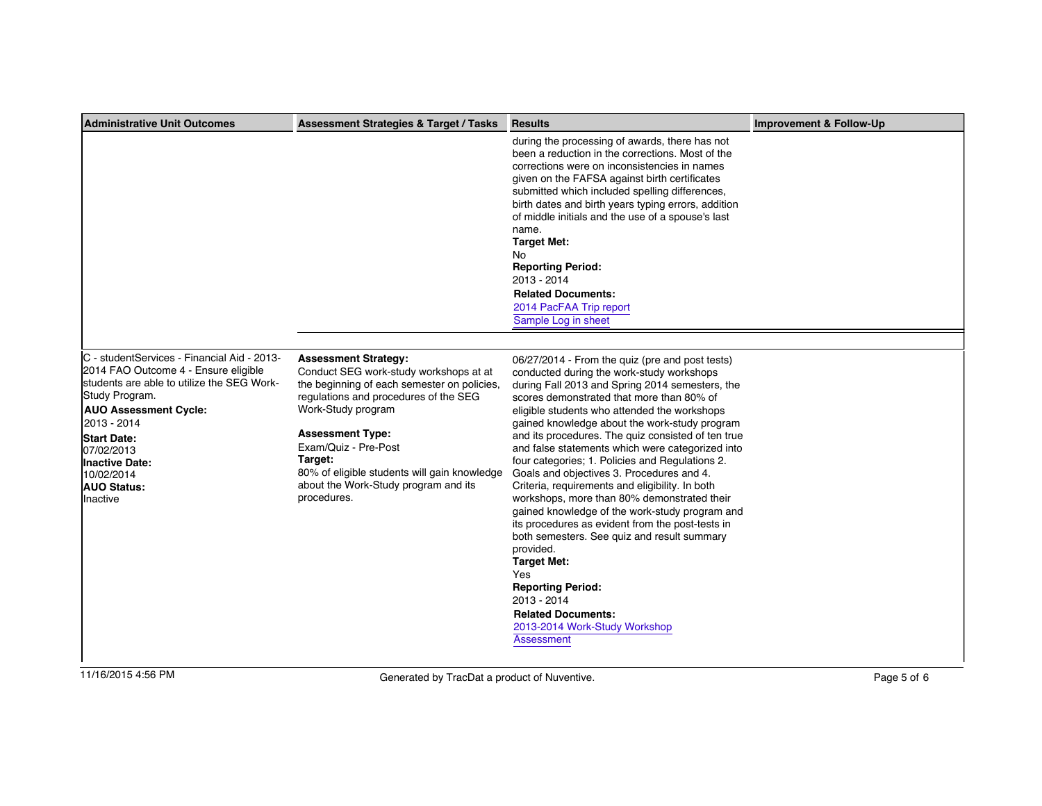| Administrative Unit Outcomes | Assessment Strategies & Target / Tasks | Results | Improvement & Follow-Up |
|---|---|---|---|
| | | during the processing of awards, there has not been a reduction in the corrections. Most of the corrections were on inconsistencies in names given on the FAFSA against birth certificates submitted which included spelling differences, birth dates and birth years typing errors, addition of middle initials and the use of a spouse's last name.<br>**Target Met:**<br>No<br>**Reporting Period:**<br>2013 - 2014<br>**Related Documents:**<br>2014 PacFAA Trip report<br>Sample Log in sheet | |
| C - studentServices - Financial Aid - 2013-2014 FAO Outcome 4 - Ensure eligible students are able to utilize the SEG Work-Study Program.<br>**AUO Assessment Cycle:**<br>2013 - 2014<br>**Start Date:**<br>07/02/2013<br>**Inactive Date:**<br>10/02/2014<br>**AUO Status:**<br>Inactive | **Assessment Strategy:**<br>Conduct SEG work-study workshops at at the beginning of each semester on policies, regulations and procedures of the SEG Work-Study program<br>**Assessment Type:**<br>Exam/Quiz - Pre-Post<br>**Target:**<br>80% of eligible students will gain knowledge about the Work-Study program and its procedures. | 06/27/2014 - From the quiz (pre and post tests) conducted during the work-study workshops during Fall 2013 and Spring 2014 semesters, the scores demonstrated that more than 80% of eligible students who attended the workshops gained knowledge about the work-study program and its procedures. The quiz consisted of ten true and false statements which were categorized into four categories; 1. Policies and Regulations 2. Goals and objectives 3. Procedures and 4. Criteria, requirements and eligibility. In both workshops, more than 80% demonstrated their gained knowledge of the work-study program and its procedures as evident from the post-tests in both semesters. See quiz and result summary provided.<br>**Target Met:**<br>Yes<br>**Reporting Period:**<br>2013 - 2014<br>**Related Documents:**<br>2013-2014 Work-Study Workshop Assessment | |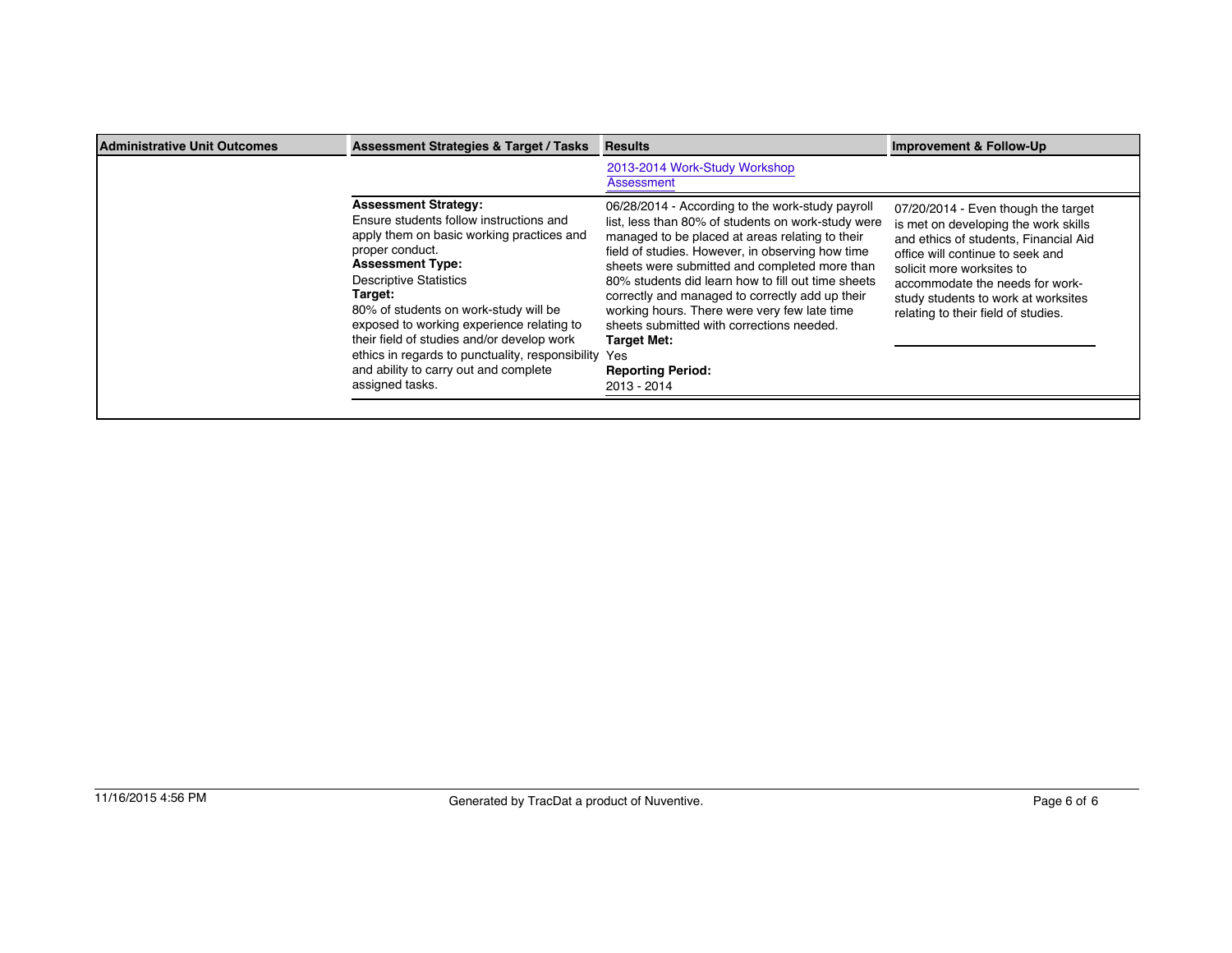| Administrative Unit Outcomes | Assessment Strategies & Target / Tasks | Results | Improvement & Follow-Up |
|---|---|---|---|
| | | 2013-2014 Work-Study Workshop Assessment | |
| | **Assessment Strategy:** Ensure students follow instructions and apply them on basic working practices and proper conduct. **Assessment Type:** Descriptive Statistics **Target:** 80% of students on work-study will be exposed to working experience relating to their field of studies and/or develop work ethics in regards to punctuality, responsibility and ability to carry out and complete assigned tasks. | 06/28/2014 - According to the work-study payroll list, less than 80% of students on work-study were managed to be placed at areas relating to their field of studies. However, in observing how time sheets were submitted and completed more than 80% students did learn how to fill out time sheets correctly and managed to correctly add up their working hours. There were very few late time sheets submitted with corrections needed. **Target Met:** Yes **Reporting Period:** 2013 - 2014 | 07/20/2014 - Even though the target is met on developing the work skills and ethics of students, Financial Aid office will continue to seek and solicit more worksites to accommodate the needs for work-study students to work at worksites relating to their field of studies. |

11/16/2015 4:56 PM

Generated by TracDat a product of Nuventive.